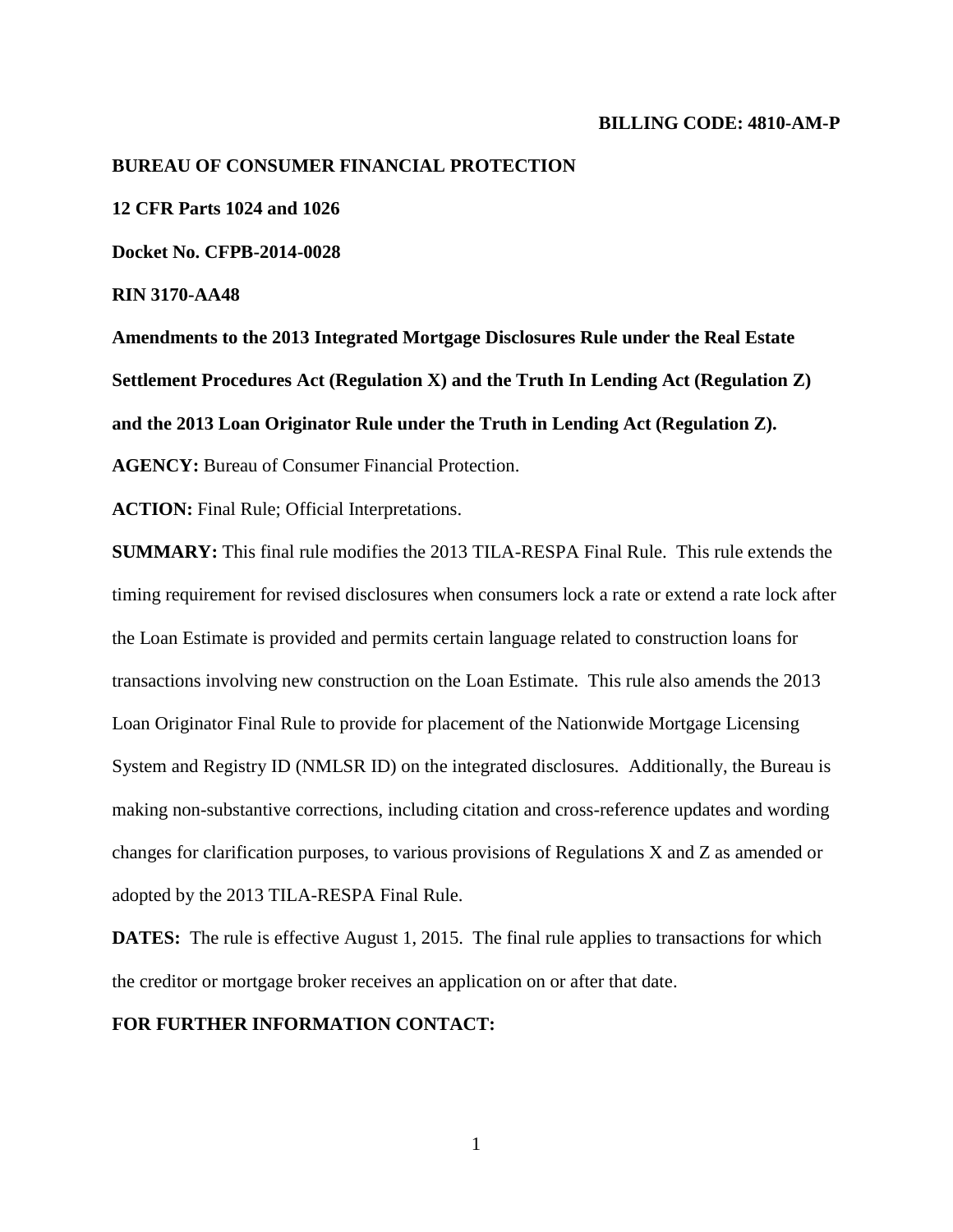**BILLING CODE: 4810-AM-P**

**BUREAU OF CONSUMER FINANCIAL PROTECTION**

**12 CFR Parts 1024 and 1026**

**Docket No. CFPB-2014-0028**

**RIN 3170-AA48**

**Amendments to the 2013 Integrated Mortgage Disclosures Rule under the Real Estate Settlement Procedures Act (Regulation X) and the Truth In Lending Act (Regulation Z) and the 2013 Loan Originator Rule under the Truth in Lending Act (Regulation Z).**

**AGENCY:** Bureau of Consumer Financial Protection.

**ACTION:** Final Rule; Official Interpretations.

**SUMMARY:** This final rule modifies the 2013 TILA-RESPA Final Rule. This rule extends the timing requirement for revised disclosures when consumers lock a rate or extend a rate lock after the Loan Estimate is provided and permits certain language related to construction loans for transactions involving new construction on the Loan Estimate. This rule also amends the 2013 Loan Originator Final Rule to provide for placement of the Nationwide Mortgage Licensing System and Registry ID (NMLSR ID) on the integrated disclosures. Additionally, the Bureau is making non-substantive corrections, including citation and cross-reference updates and wording changes for clarification purposes, to various provisions of Regulations X and Z as amended or adopted by the 2013 TILA-RESPA Final Rule.

**DATES:** The rule is effective August 1, 2015. The final rule applies to transactions for which the creditor or mortgage broker receives an application on or after that date.

**FOR FURTHER INFORMATION CONTACT:**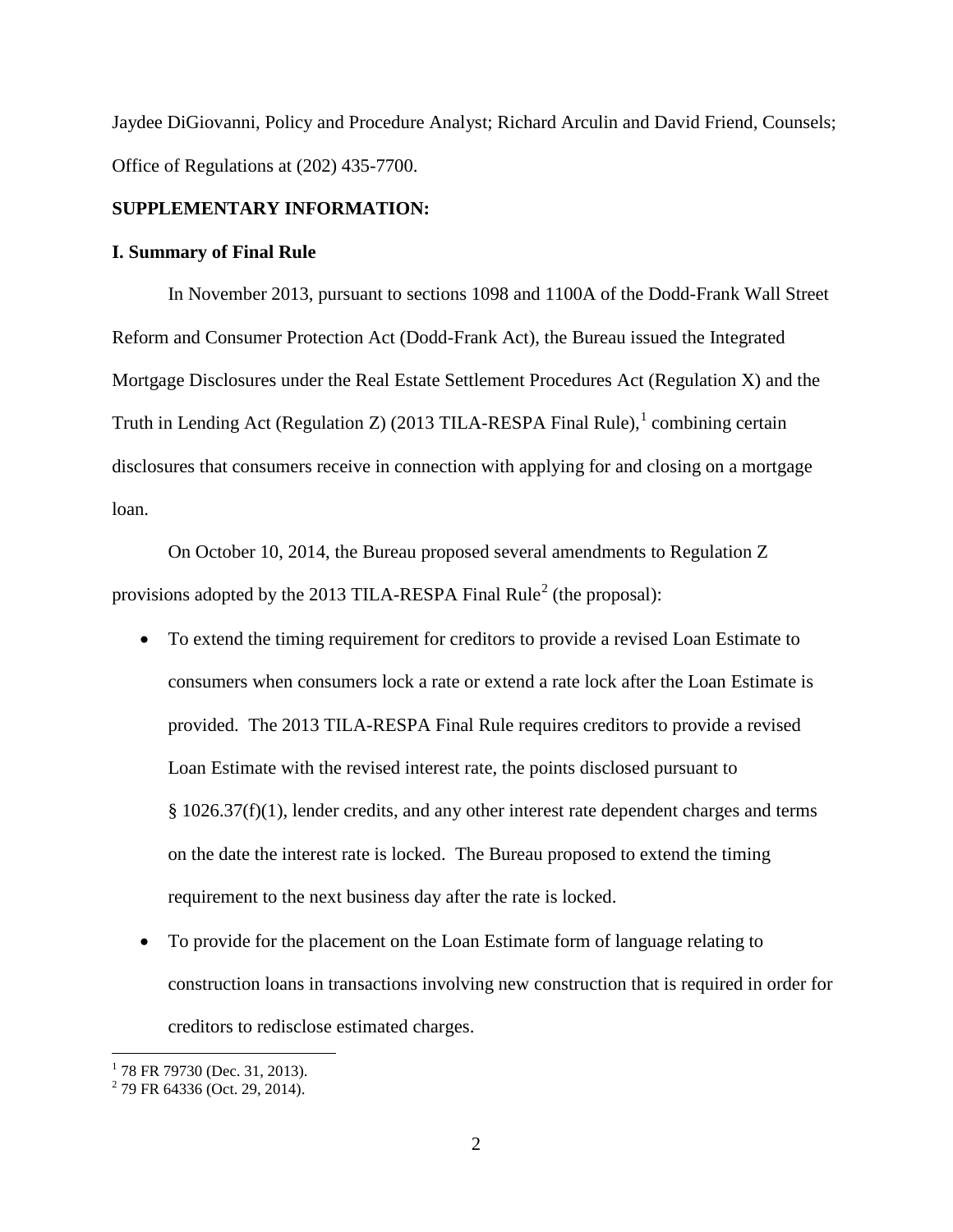Jaydee DiGiovanni, Policy and Procedure Analyst; Richard Arculin and David Friend, Counsels; Office of Regulations at (202) 435-7700.

**SUPPLEMENTARY INFORMATION:**

**I. Summary of Final Rule**

In November 2013, pursuant to sections 1098 and 1100A of the Dodd-Frank Wall Street Reform and Consumer Protection Act (Dodd-Frank Act), the Bureau issued the Integrated Mortgage Disclosures under the Real Estate Settlement Procedures Act (Regulation X) and the Truth in Lending Act (Regulation Z) (2013 TILA-RESPA Final Rule),[1] combining certain disclosures that consumers receive in connection with applying for and closing on a mortgage loan.

On October 10, 2014, the Bureau proposed several amendments to Regulation Z provisions adopted by the 2013 TILA-RESPA Final Rule[2] (the proposal):

- To extend the timing requirement for creditors to provide a revised Loan Estimate to consumers when consumers lock a rate or extend a rate lock after the Loan Estimate is provided. The 2013 TILA-RESPA Final Rule requires creditors to provide a revised Loan Estimate with the revised interest rate, the points disclosed pursuant to § 1026.37(f)(1), lender credits, and any other interest rate dependent charges and terms on the date the interest rate is locked. The Bureau proposed to extend the timing requirement to the next business day after the rate is locked.
- To provide for the placement on the Loan Estimate form of language relating to construction loans in transactions involving new construction that is required in order for creditors to redisclose estimated charges.

[1] 78 FR 79730 (Dec. 31, 2013).

[2] 79 FR 64336 (Oct. 29, 2014).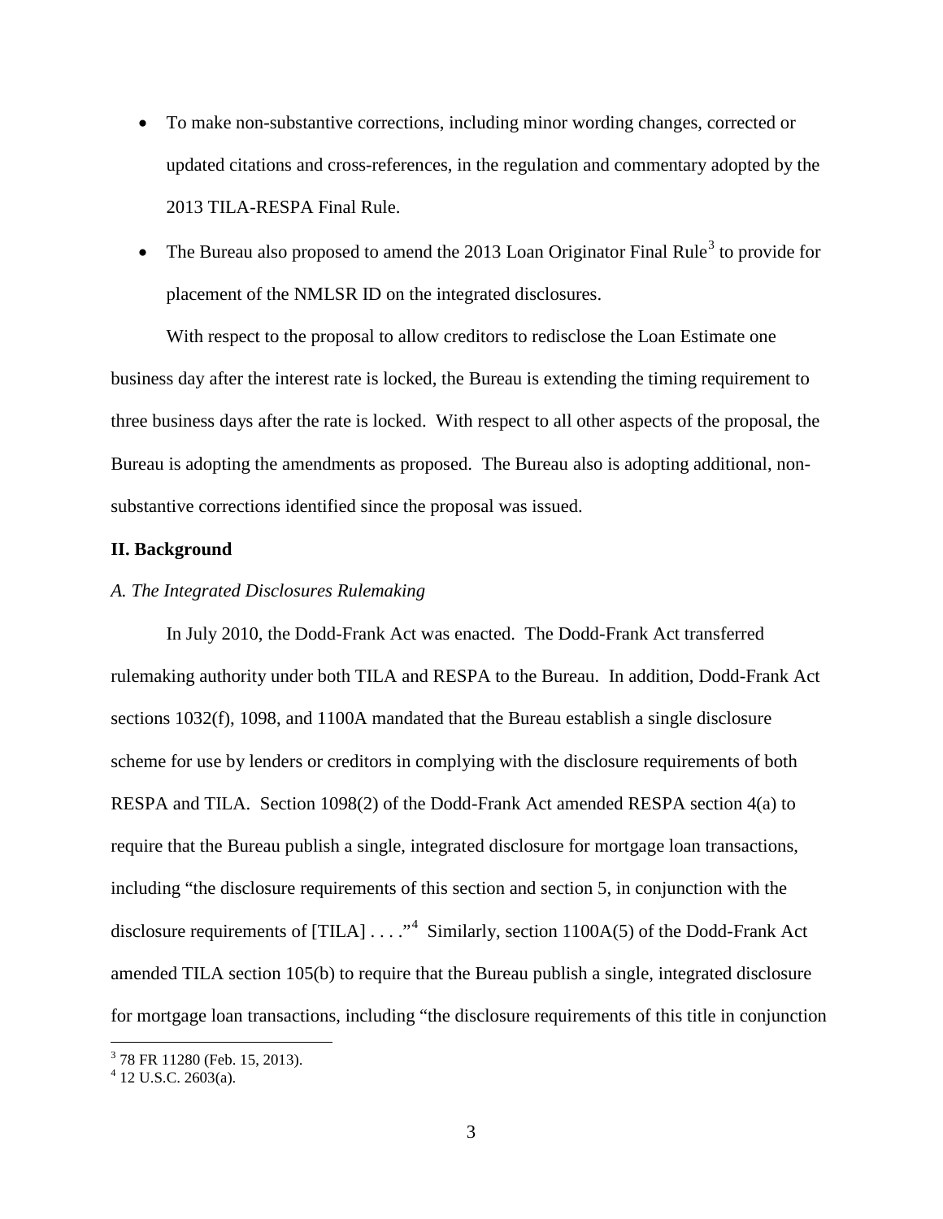- To make non-substantive corrections, including minor wording changes, corrected or updated citations and cross-references, in the regulation and commentary adopted by the 2013 TILA-RESPA Final Rule.
- The Bureau also proposed to amend the 2013 Loan Originator Final Rule[3] to provide for placement of the NMLSR ID on the integrated disclosures.

With respect to the proposal to allow creditors to redisclose the Loan Estimate one business day after the interest rate is locked, the Bureau is extending the timing requirement to three business days after the rate is locked. With respect to all other aspects of the proposal, the Bureau is adopting the amendments as proposed. The Bureau also is adopting additional, non-substantive corrections identified since the proposal was issued.

## II. Background

### *A. The Integrated Disclosures Rulemaking*

In July 2010, the Dodd-Frank Act was enacted. The Dodd-Frank Act transferred rulemaking authority under both TILA and RESPA to the Bureau. In addition, Dodd-Frank Act sections 1032(f), 1098, and 1100A mandated that the Bureau establish a single disclosure scheme for use by lenders or creditors in complying with the disclosure requirements of both RESPA and TILA. Section 1098(2) of the Dodd-Frank Act amended RESPA section 4(a) to require that the Bureau publish a single, integrated disclosure for mortgage loan transactions, including "the disclosure requirements of this section and section 5, in conjunction with the disclosure requirements of [TILA] . . . ."[4] Similarly, section 1100A(5) of the Dodd-Frank Act amended TILA section 105(b) to require that the Bureau publish a single, integrated disclosure for mortgage loan transactions, including "the disclosure requirements of this title in conjunction

---

[3] 78 FR 11280 (Feb. 15, 2013).

[4] 12 U.S.C. 2603(a).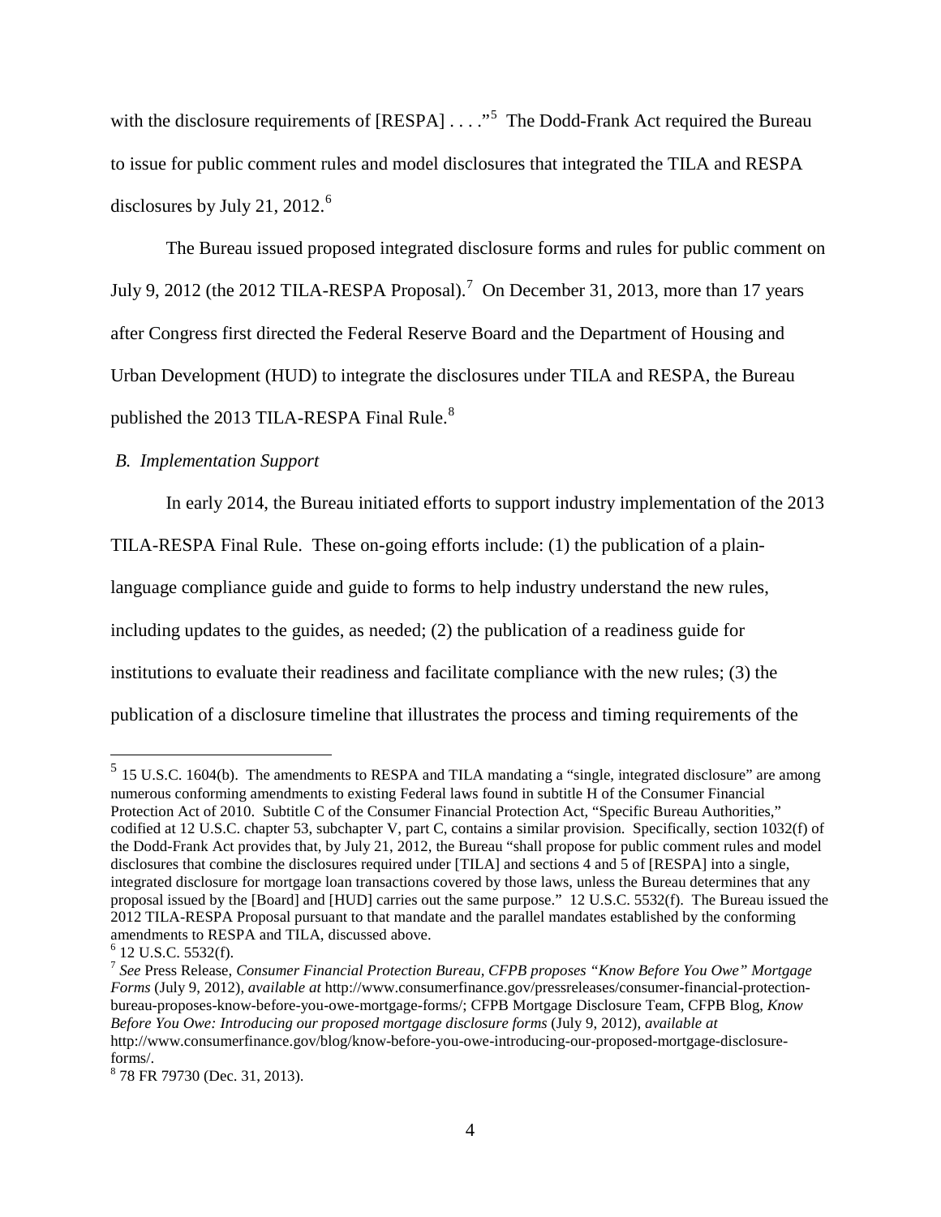with the disclosure requirements of [RESPA] . . . ."[5] The Dodd-Frank Act required the Bureau to issue for public comment rules and model disclosures that integrated the TILA and RESPA disclosures by July 21, 2012.[6]

The Bureau issued proposed integrated disclosure forms and rules for public comment on July 9, 2012 (the 2012 TILA-RESPA Proposal).[7] On December 31, 2013, more than 17 years after Congress first directed the Federal Reserve Board and the Department of Housing and Urban Development (HUD) to integrate the disclosures under TILA and RESPA, the Bureau published the 2013 TILA-RESPA Final Rule.[8]

### *B. Implementation Support*

In early 2014, the Bureau initiated efforts to support industry implementation of the 2013 TILA-RESPA Final Rule. These on-going efforts include: (1) the publication of a plain-language compliance guide and guide to forms to help industry understand the new rules, including updates to the guides, as needed; (2) the publication of a readiness guide for institutions to evaluate their readiness and facilitate compliance with the new rules; (3) the publication of a disclosure timeline that illustrates the process and timing requirements of the

---

[5] 15 U.S.C. 1604(b). The amendments to RESPA and TILA mandating a "single, integrated disclosure" are among numerous conforming amendments to existing Federal laws found in subtitle H of the Consumer Financial Protection Act of 2010. Subtitle C of the Consumer Financial Protection Act, "Specific Bureau Authorities," codified at 12 U.S.C. chapter 53, subchapter V, part C, contains a similar provision. Specifically, section 1032(f) of the Dodd-Frank Act provides that, by July 21, 2012, the Bureau "shall propose for public comment rules and model disclosures that combine the disclosures required under [TILA] and sections 4 and 5 of [RESPA] into a single, integrated disclosure for mortgage loan transactions covered by those laws, unless the Bureau determines that any proposal issued by the [Board] and [HUD] carries out the same purpose." 12 U.S.C. 5532(f). The Bureau issued the 2012 TILA-RESPA Proposal pursuant to that mandate and the parallel mandates established by the conforming amendments to RESPA and TILA, discussed above.

[6] 12 U.S.C. 5532(f).

[7] *See* Press Release, *Consumer Financial Protection Bureau, CFPB proposes "Know Before You Owe" Mortgage Forms* (July 9, 2012), *available at* http://www.consumerfinance.gov/pressreleases/consumer-financial-protection-bureau-proposes-know-before-you-owe-mortgage-forms/; CFPB Mortgage Disclosure Team, CFPB Blog, *Know Before You Owe: Introducing our proposed mortgage disclosure forms* (July 9, 2012), *available at* http://www.consumerfinance.gov/blog/know-before-you-owe-introducing-our-proposed-mortgage-disclosure-forms/.

[8] 78 FR 79730 (Dec. 31, 2013).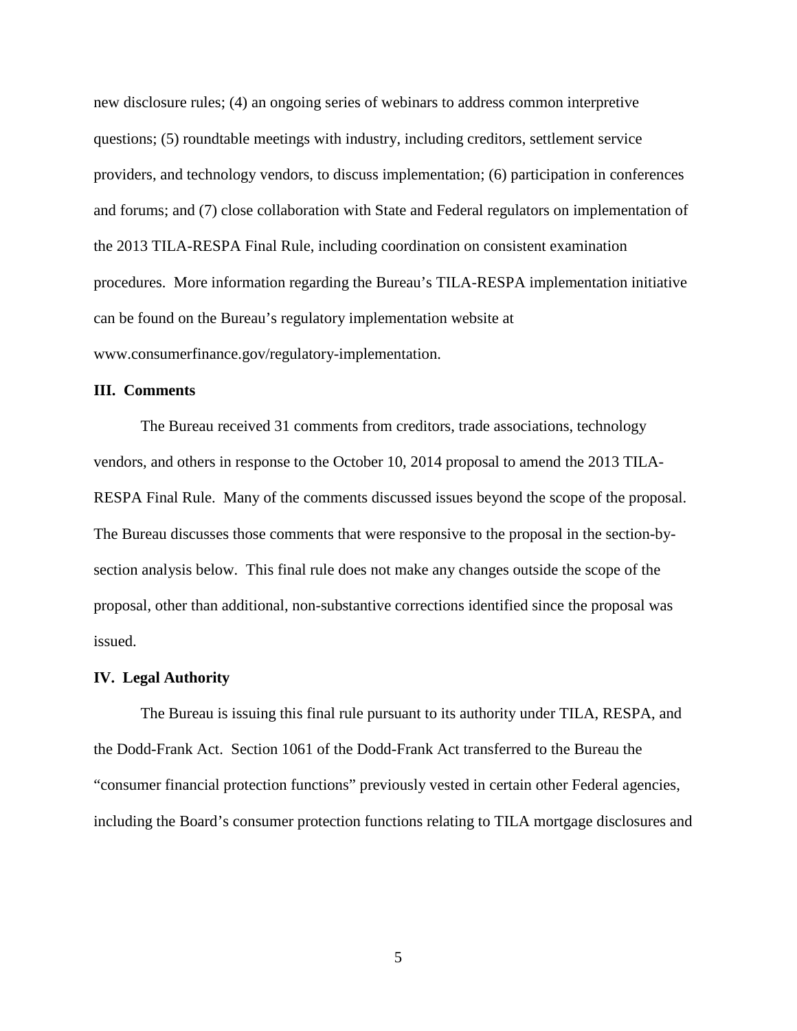new disclosure rules; (4) an ongoing series of webinars to address common interpretive questions; (5) roundtable meetings with industry, including creditors, settlement service providers, and technology vendors, to discuss implementation; (6) participation in conferences and forums; and (7) close collaboration with State and Federal regulators on implementation of the 2013 TILA-RESPA Final Rule, including coordination on consistent examination procedures. More information regarding the Bureau's TILA-RESPA implementation initiative can be found on the Bureau's regulatory implementation website at www.consumerfinance.gov/regulatory-implementation.

## III. Comments

The Bureau received 31 comments from creditors, trade associations, technology vendors, and others in response to the October 10, 2014 proposal to amend the 2013 TILA-RESPA Final Rule. Many of the comments discussed issues beyond the scope of the proposal. The Bureau discusses those comments that were responsive to the proposal in the section-by-section analysis below. This final rule does not make any changes outside the scope of the proposal, other than additional, non-substantive corrections identified since the proposal was issued.

## IV. Legal Authority

The Bureau is issuing this final rule pursuant to its authority under TILA, RESPA, and the Dodd-Frank Act. Section 1061 of the Dodd-Frank Act transferred to the Bureau the "consumer financial protection functions" previously vested in certain other Federal agencies, including the Board's consumer protection functions relating to TILA mortgage disclosures and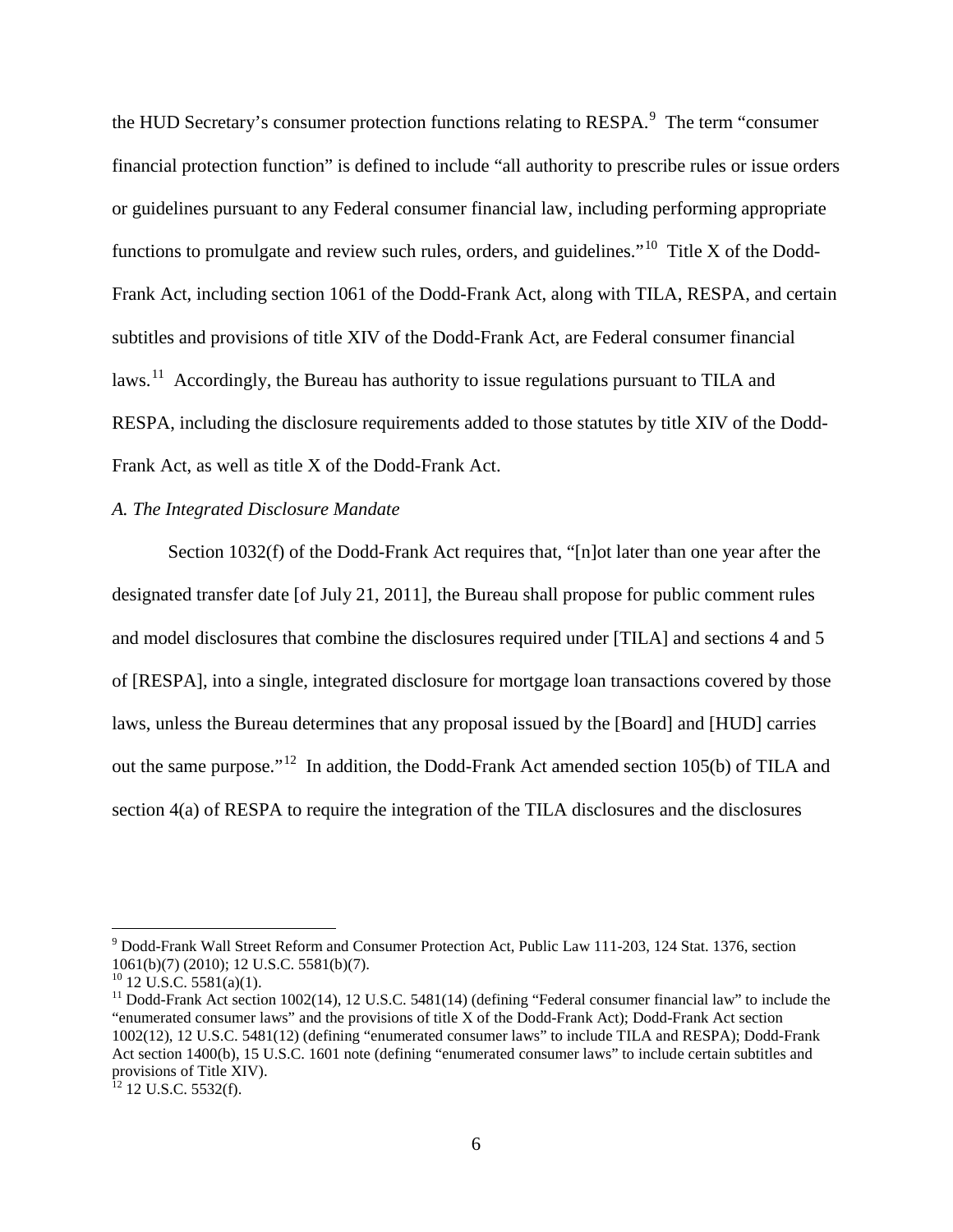the HUD Secretary's consumer protection functions relating to RESPA.[9] The term "consumer financial protection function" is defined to include "all authority to prescribe rules or issue orders or guidelines pursuant to any Federal consumer financial law, including performing appropriate functions to promulgate and review such rules, orders, and guidelines."[10] Title X of the Dodd-Frank Act, including section 1061 of the Dodd-Frank Act, along with TILA, RESPA, and certain subtitles and provisions of title XIV of the Dodd-Frank Act, are Federal consumer financial laws.[11] Accordingly, the Bureau has authority to issue regulations pursuant to TILA and RESPA, including the disclosure requirements added to those statutes by title XIV of the Dodd-Frank Act, as well as title X of the Dodd-Frank Act.

*A. The Integrated Disclosure Mandate*

Section 1032(f) of the Dodd-Frank Act requires that, "[n]ot later than one year after the designated transfer date [of July 21, 2011], the Bureau shall propose for public comment rules and model disclosures that combine the disclosures required under [TILA] and sections 4 and 5 of [RESPA], into a single, integrated disclosure for mortgage loan transactions covered by those laws, unless the Bureau determines that any proposal issued by the [Board] and [HUD] carries out the same purpose."[12] In addition, the Dodd-Frank Act amended section 105(b) of TILA and section 4(a) of RESPA to require the integration of the TILA disclosures and the disclosures

---

[9] Dodd-Frank Wall Street Reform and Consumer Protection Act, Public Law 111-203, 124 Stat. 1376, section 1061(b)(7) (2010); 12 U.S.C. 5581(b)(7).

[10] 12 U.S.C. 5581(a)(1).

[11] Dodd-Frank Act section 1002(14), 12 U.S.C. 5481(14) (defining "Federal consumer financial law" to include the "enumerated consumer laws" and the provisions of title X of the Dodd-Frank Act); Dodd-Frank Act section 1002(12), 12 U.S.C. 5481(12) (defining "enumerated consumer laws" to include TILA and RESPA); Dodd-Frank Act section 1400(b), 15 U.S.C. 1601 note (defining "enumerated consumer laws" to include certain subtitles and provisions of Title XIV).

[12] 12 U.S.C. 5532(f).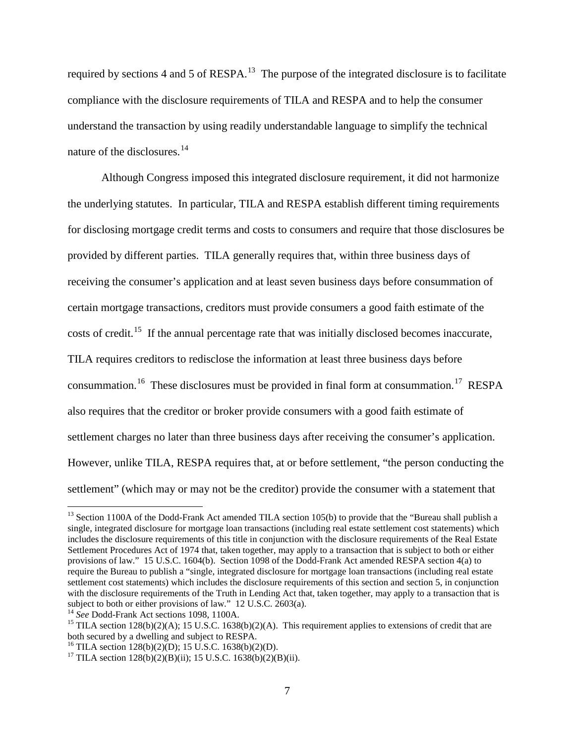required by sections 4 and 5 of RESPA.[13] The purpose of the integrated disclosure is to facilitate compliance with the disclosure requirements of TILA and RESPA and to help the consumer understand the transaction by using readily understandable language to simplify the technical nature of the disclosures.[14]

Although Congress imposed this integrated disclosure requirement, it did not harmonize the underlying statutes. In particular, TILA and RESPA establish different timing requirements for disclosing mortgage credit terms and costs to consumers and require that those disclosures be provided by different parties. TILA generally requires that, within three business days of receiving the consumer's application and at least seven business days before consummation of certain mortgage transactions, creditors must provide consumers a good faith estimate of the costs of credit.[15] If the annual percentage rate that was initially disclosed becomes inaccurate, TILA requires creditors to redisclose the information at least three business days before consummation.[16] These disclosures must be provided in final form at consummation.[17] RESPA also requires that the creditor or broker provide consumers with a good faith estimate of settlement charges no later than three business days after receiving the consumer's application. However, unlike TILA, RESPA requires that, at or before settlement, "the person conducting the settlement" (which may or may not be the creditor) provide the consumer with a statement that

---

[13] Section 1100A of the Dodd-Frank Act amended TILA section 105(b) to provide that the "Bureau shall publish a single, integrated disclosure for mortgage loan transactions (including real estate settlement cost statements) which includes the disclosure requirements of this title in conjunction with the disclosure requirements of the Real Estate Settlement Procedures Act of 1974 that, taken together, may apply to a transaction that is subject to both or either provisions of law." 15 U.S.C. 1604(b). Section 1098 of the Dodd-Frank Act amended RESPA section 4(a) to require the Bureau to publish a "single, integrated disclosure for mortgage loan transactions (including real estate settlement cost statements) which includes the disclosure requirements of this section and section 5, in conjunction with the disclosure requirements of the Truth in Lending Act that, taken together, may apply to a transaction that is subject to both or either provisions of law." 12 U.S.C. 2603(a).

[14] *See* Dodd-Frank Act sections 1098, 1100A.

[15] TILA section 128(b)(2)(A); 15 U.S.C. 1638(b)(2)(A). This requirement applies to extensions of credit that are both secured by a dwelling and subject to RESPA.

[16] TILA section 128(b)(2)(D); 15 U.S.C. 1638(b)(2)(D).

[17] TILA section 128(b)(2)(B)(ii); 15 U.S.C. 1638(b)(2)(B)(ii).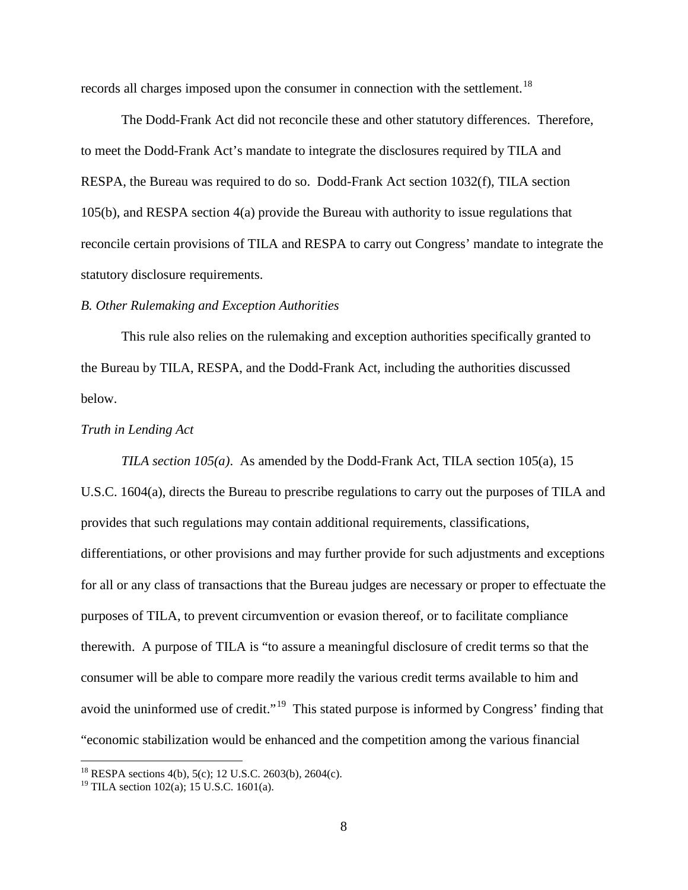records all charges imposed upon the consumer in connection with the settlement.[18]

The Dodd-Frank Act did not reconcile these and other statutory differences. Therefore, to meet the Dodd-Frank Act's mandate to integrate the disclosures required by TILA and RESPA, the Bureau was required to do so. Dodd-Frank Act section 1032(f), TILA section 105(b), and RESPA section 4(a) provide the Bureau with authority to issue regulations that reconcile certain provisions of TILA and RESPA to carry out Congress' mandate to integrate the statutory disclosure requirements.

*B. Other Rulemaking and Exception Authorities*

This rule also relies on the rulemaking and exception authorities specifically granted to the Bureau by TILA, RESPA, and the Dodd-Frank Act, including the authorities discussed below.

*Truth in Lending Act*

*TILA section 105(a)*. As amended by the Dodd-Frank Act, TILA section 105(a), 15 U.S.C. 1604(a), directs the Bureau to prescribe regulations to carry out the purposes of TILA and provides that such regulations may contain additional requirements, classifications, differentiations, or other provisions and may further provide for such adjustments and exceptions for all or any class of transactions that the Bureau judges are necessary or proper to effectuate the purposes of TILA, to prevent circumvention or evasion thereof, or to facilitate compliance therewith. A purpose of TILA is "to assure a meaningful disclosure of credit terms so that the consumer will be able to compare more readily the various credit terms available to him and avoid the uninformed use of credit."[19] This stated purpose is informed by Congress' finding that "economic stabilization would be enhanced and the competition among the various financial

---

[18] RESPA sections 4(b), 5(c); 12 U.S.C. 2603(b), 2604(c).

[19] TILA section 102(a); 15 U.S.C. 1601(a).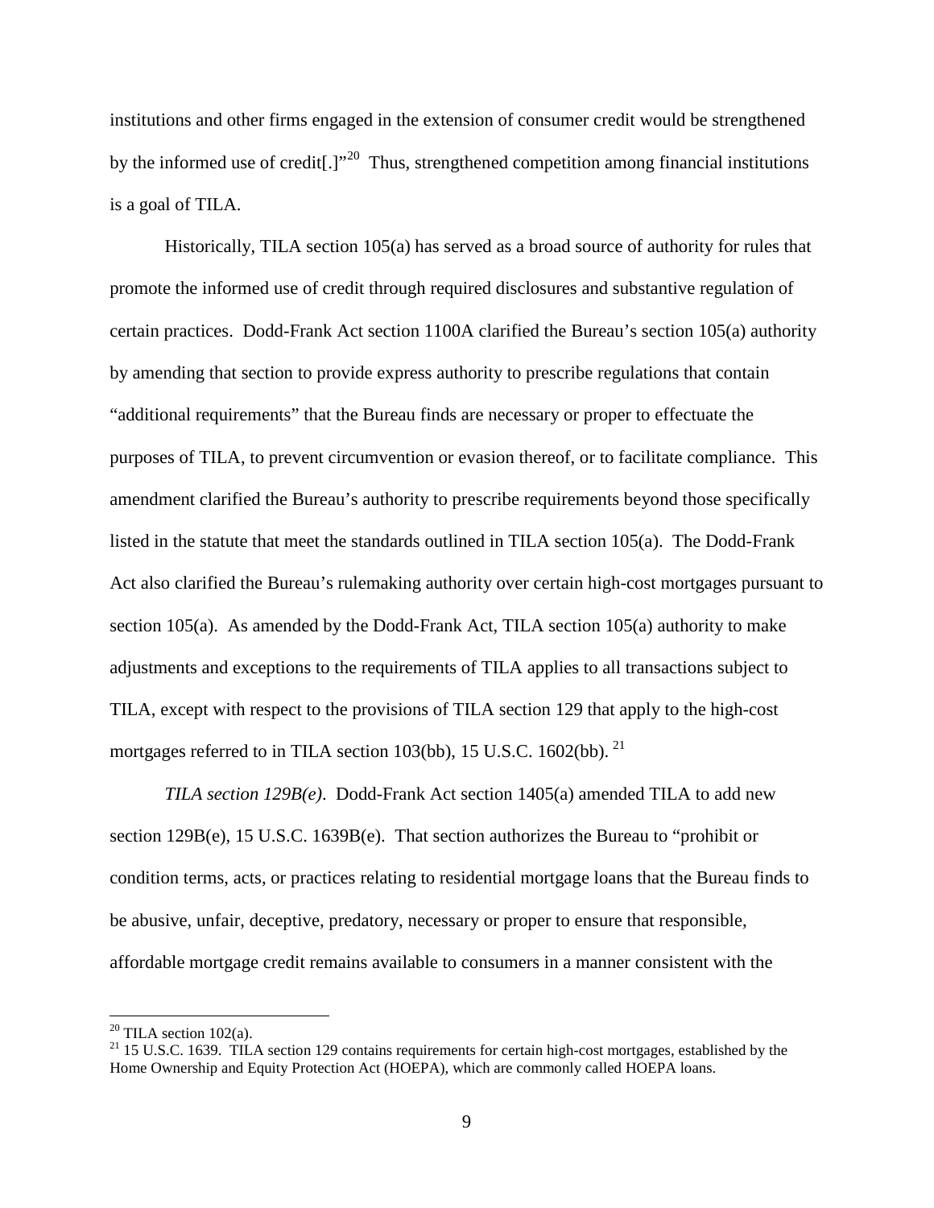institutions and other firms engaged in the extension of consumer credit would be strengthened by the informed use of credit[.]"[20] Thus, strengthened competition among financial institutions is a goal of TILA.

Historically, TILA section 105(a) has served as a broad source of authority for rules that promote the informed use of credit through required disclosures and substantive regulation of certain practices. Dodd-Frank Act section 1100A clarified the Bureau's section 105(a) authority by amending that section to provide express authority to prescribe regulations that contain "additional requirements" that the Bureau finds are necessary or proper to effectuate the purposes of TILA, to prevent circumvention or evasion thereof, or to facilitate compliance. This amendment clarified the Bureau's authority to prescribe requirements beyond those specifically listed in the statute that meet the standards outlined in TILA section 105(a). The Dodd-Frank Act also clarified the Bureau's rulemaking authority over certain high-cost mortgages pursuant to section 105(a). As amended by the Dodd-Frank Act, TILA section 105(a) authority to make adjustments and exceptions to the requirements of TILA applies to all transactions subject to TILA, except with respect to the provisions of TILA section 129 that apply to the high-cost mortgages referred to in TILA section 103(bb), 15 U.S.C. 1602(bb).[21]

*TILA section 129B(e).* Dodd-Frank Act section 1405(a) amended TILA to add new section 129B(e), 15 U.S.C. 1639B(e). That section authorizes the Bureau to "prohibit or condition terms, acts, or practices relating to residential mortgage loans that the Bureau finds to be abusive, unfair, deceptive, predatory, necessary or proper to ensure that responsible, affordable mortgage credit remains available to consumers in a manner consistent with the

---

[20] TILA section 102(a).

[21] 15 U.S.C. 1639. TILA section 129 contains requirements for certain high-cost mortgages, established by the Home Ownership and Equity Protection Act (HOEPA), which are commonly called HOEPA loans.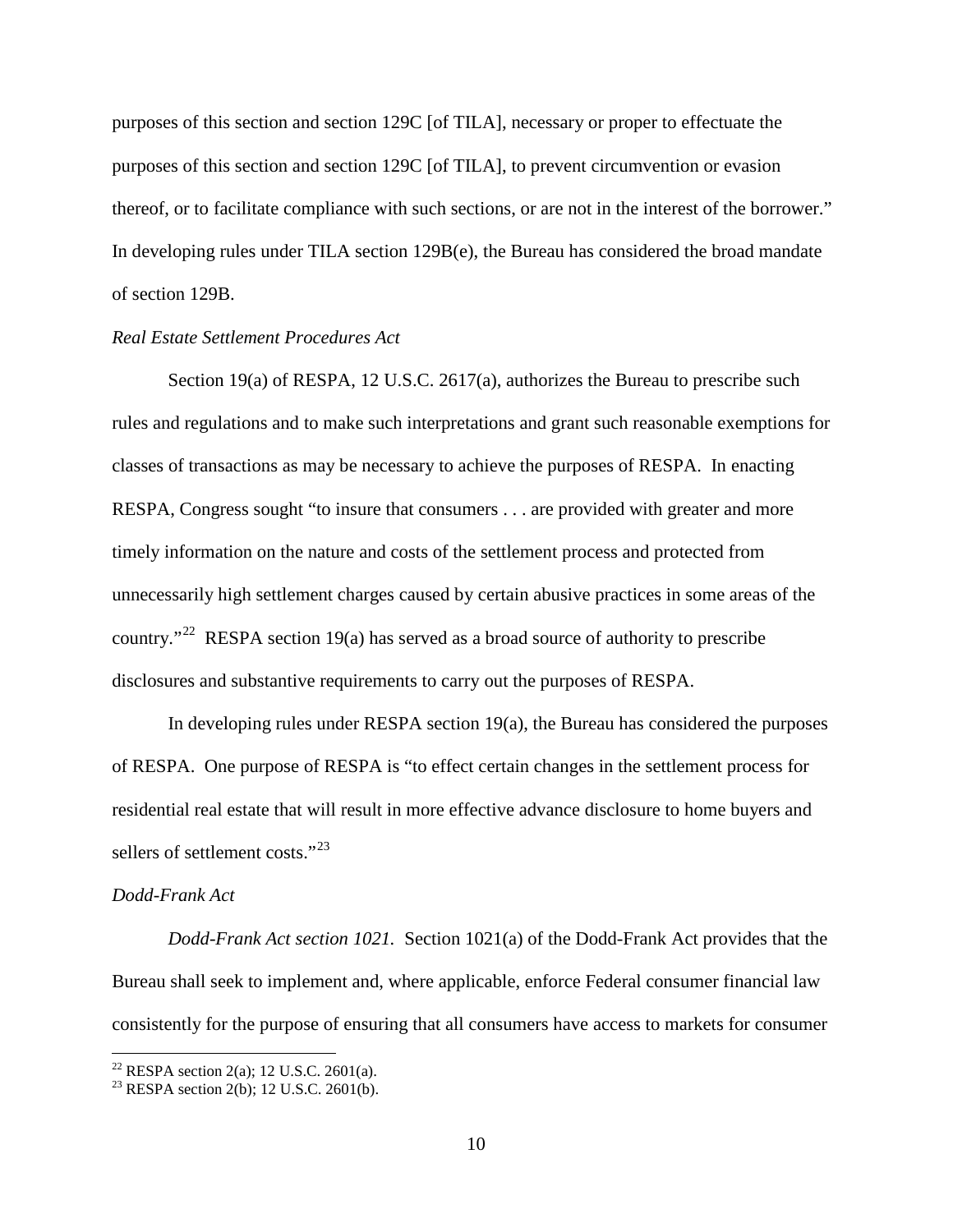purposes of this section and section 129C [of TILA], necessary or proper to effectuate the purposes of this section and section 129C [of TILA], to prevent circumvention or evasion thereof, or to facilitate compliance with such sections, or are not in the interest of the borrower." In developing rules under TILA section 129B(e), the Bureau has considered the broad mandate of section 129B.

*Real Estate Settlement Procedures Act*

Section 19(a) of RESPA, 12 U.S.C. 2617(a), authorizes the Bureau to prescribe such rules and regulations and to make such interpretations and grant such reasonable exemptions for classes of transactions as may be necessary to achieve the purposes of RESPA. In enacting RESPA, Congress sought "to insure that consumers . . . are provided with greater and more timely information on the nature and costs of the settlement process and protected from unnecessarily high settlement charges caused by certain abusive practices in some areas of the country."[22] RESPA section 19(a) has served as a broad source of authority to prescribe disclosures and substantive requirements to carry out the purposes of RESPA.

In developing rules under RESPA section 19(a), the Bureau has considered the purposes of RESPA. One purpose of RESPA is "to effect certain changes in the settlement process for residential real estate that will result in more effective advance disclosure to home buyers and sellers of settlement costs."[23]

*Dodd-Frank Act*

*Dodd-Frank Act section 1021.* Section 1021(a) of the Dodd-Frank Act provides that the Bureau shall seek to implement and, where applicable, enforce Federal consumer financial law consistently for the purpose of ensuring that all consumers have access to markets for consumer

[22] RESPA section 2(a); 12 U.S.C. 2601(a).

[23] RESPA section 2(b); 12 U.S.C. 2601(b).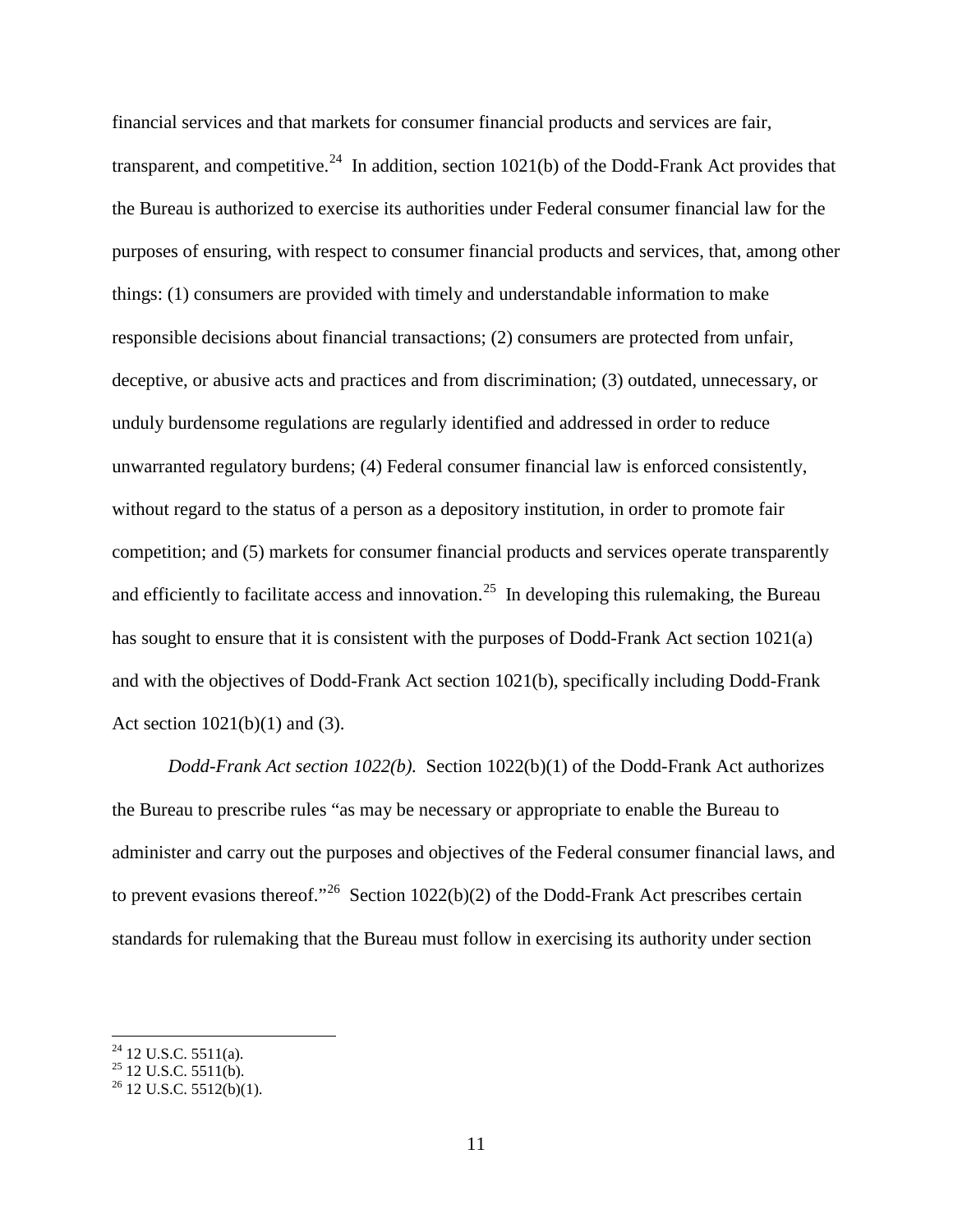financial services and that markets for consumer financial products and services are fair, transparent, and competitive.[24] In addition, section 1021(b) of the Dodd-Frank Act provides that the Bureau is authorized to exercise its authorities under Federal consumer financial law for the purposes of ensuring, with respect to consumer financial products and services, that, among other things: (1) consumers are provided with timely and understandable information to make responsible decisions about financial transactions; (2) consumers are protected from unfair, deceptive, or abusive acts and practices and from discrimination; (3) outdated, unnecessary, or unduly burdensome regulations are regularly identified and addressed in order to reduce unwarranted regulatory burdens; (4) Federal consumer financial law is enforced consistently, without regard to the status of a person as a depository institution, in order to promote fair competition; and (5) markets for consumer financial products and services operate transparently and efficiently to facilitate access and innovation.[25] In developing this rulemaking, the Bureau has sought to ensure that it is consistent with the purposes of Dodd-Frank Act section 1021(a) and with the objectives of Dodd-Frank Act section 1021(b), specifically including Dodd-Frank Act section 1021(b)(1) and (3).

*Dodd-Frank Act section 1022(b).* Section 1022(b)(1) of the Dodd-Frank Act authorizes the Bureau to prescribe rules "as may be necessary or appropriate to enable the Bureau to administer and carry out the purposes and objectives of the Federal consumer financial laws, and to prevent evasions thereof."[26] Section 1022(b)(2) of the Dodd-Frank Act prescribes certain standards for rulemaking that the Bureau must follow in exercising its authority under section

---

[24] 12 U.S.C. 5511(a).

[25] 12 U.S.C. 5511(b).

[26] 12 U.S.C. 5512(b)(1).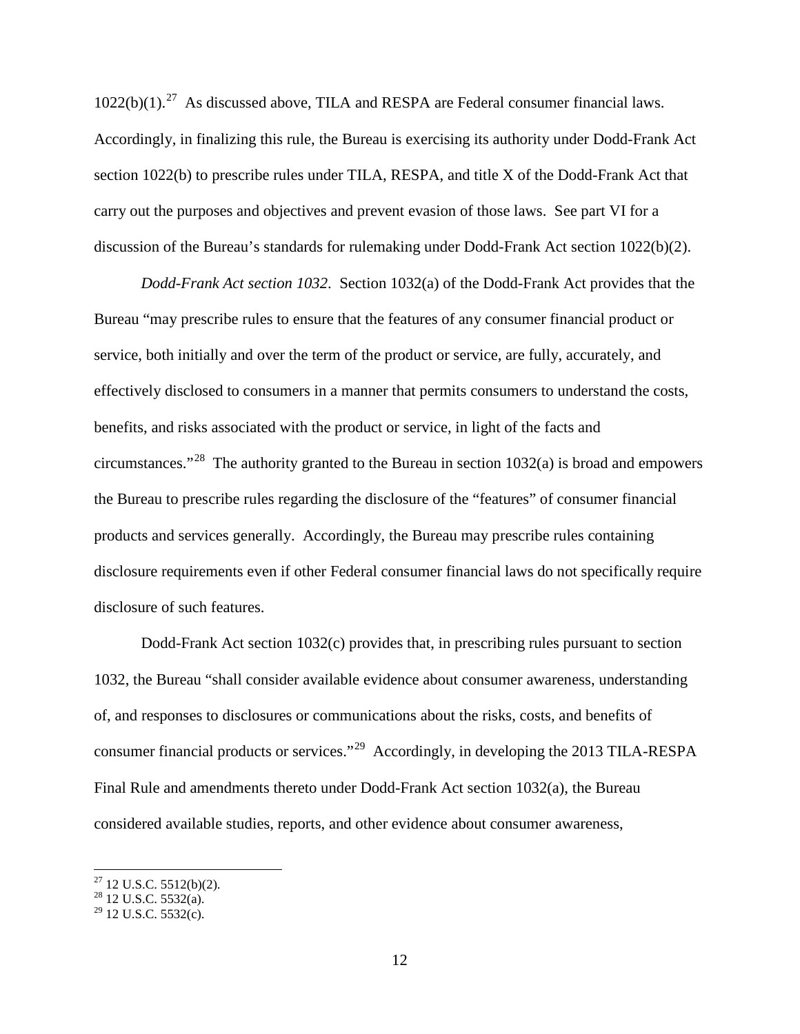1022(b)(1).[27] As discussed above, TILA and RESPA are Federal consumer financial laws. Accordingly, in finalizing this rule, the Bureau is exercising its authority under Dodd-Frank Act section 1022(b) to prescribe rules under TILA, RESPA, and title X of the Dodd-Frank Act that carry out the purposes and objectives and prevent evasion of those laws. See part VI for a discussion of the Bureau's standards for rulemaking under Dodd-Frank Act section 1022(b)(2).

*Dodd-Frank Act section 1032*. Section 1032(a) of the Dodd-Frank Act provides that the Bureau "may prescribe rules to ensure that the features of any consumer financial product or service, both initially and over the term of the product or service, are fully, accurately, and effectively disclosed to consumers in a manner that permits consumers to understand the costs, benefits, and risks associated with the product or service, in light of the facts and circumstances."[28] The authority granted to the Bureau in section 1032(a) is broad and empowers the Bureau to prescribe rules regarding the disclosure of the "features" of consumer financial products and services generally. Accordingly, the Bureau may prescribe rules containing disclosure requirements even if other Federal consumer financial laws do not specifically require disclosure of such features.

Dodd-Frank Act section 1032(c) provides that, in prescribing rules pursuant to section 1032, the Bureau "shall consider available evidence about consumer awareness, understanding of, and responses to disclosures or communications about the risks, costs, and benefits of consumer financial products or services."[29] Accordingly, in developing the 2013 TILA-RESPA Final Rule and amendments thereto under Dodd-Frank Act section 1032(a), the Bureau considered available studies, reports, and other evidence about consumer awareness,

[27] 12 U.S.C. 5512(b)(2).
[28] 12 U.S.C. 5532(a).
[29] 12 U.S.C. 5532(c).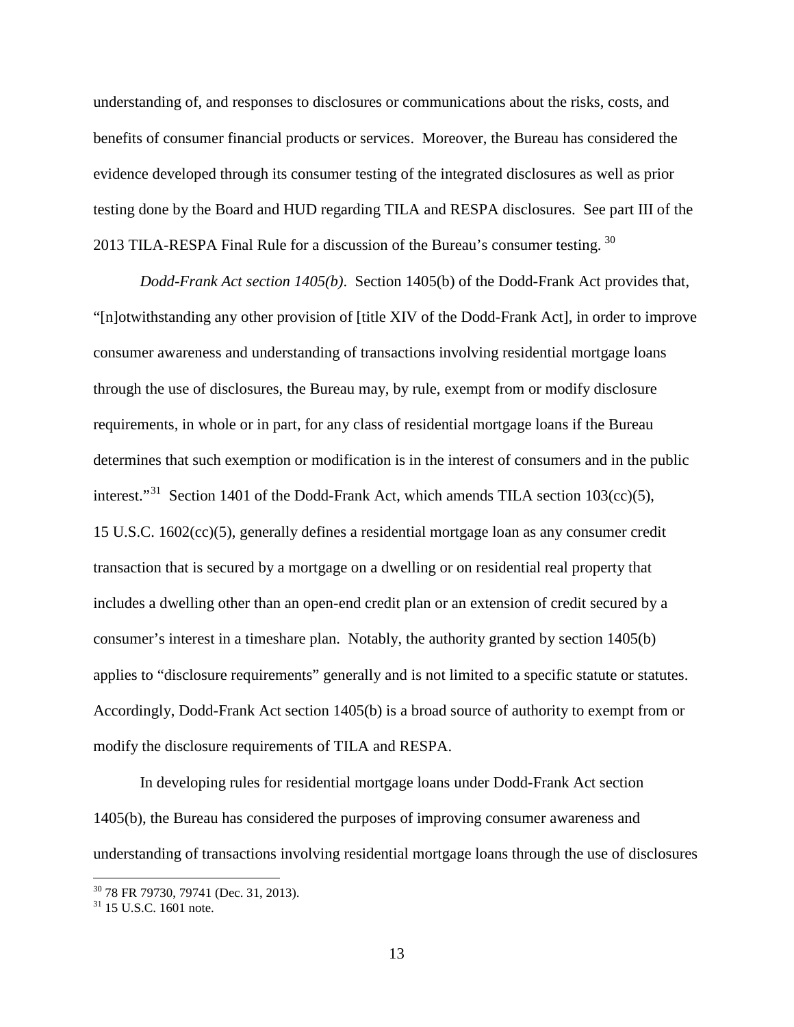understanding of, and responses to disclosures or communications about the risks, costs, and benefits of consumer financial products or services. Moreover, the Bureau has considered the evidence developed through its consumer testing of the integrated disclosures as well as prior testing done by the Board and HUD regarding TILA and RESPA disclosures. See part III of the 2013 TILA-RESPA Final Rule for a discussion of the Bureau's consumer testing. [30]

*Dodd-Frank Act section 1405(b)*. Section 1405(b) of the Dodd-Frank Act provides that, "[n]otwithstanding any other provision of [title XIV of the Dodd-Frank Act], in order to improve consumer awareness and understanding of transactions involving residential mortgage loans through the use of disclosures, the Bureau may, by rule, exempt from or modify disclosure requirements, in whole or in part, for any class of residential mortgage loans if the Bureau determines that such exemption or modification is in the interest of consumers and in the public interest."[31] Section 1401 of the Dodd-Frank Act, which amends TILA section 103(cc)(5), 15 U.S.C. 1602(cc)(5), generally defines a residential mortgage loan as any consumer credit transaction that is secured by a mortgage on a dwelling or on residential real property that includes a dwelling other than an open-end credit plan or an extension of credit secured by a consumer's interest in a timeshare plan. Notably, the authority granted by section 1405(b) applies to "disclosure requirements" generally and is not limited to a specific statute or statutes. Accordingly, Dodd-Frank Act section 1405(b) is a broad source of authority to exempt from or modify the disclosure requirements of TILA and RESPA.

In developing rules for residential mortgage loans under Dodd-Frank Act section 1405(b), the Bureau has considered the purposes of improving consumer awareness and understanding of transactions involving residential mortgage loans through the use of disclosures

[30] 78 FR 79730, 79741 (Dec. 31, 2013).

[31] 15 U.S.C. 1601 note.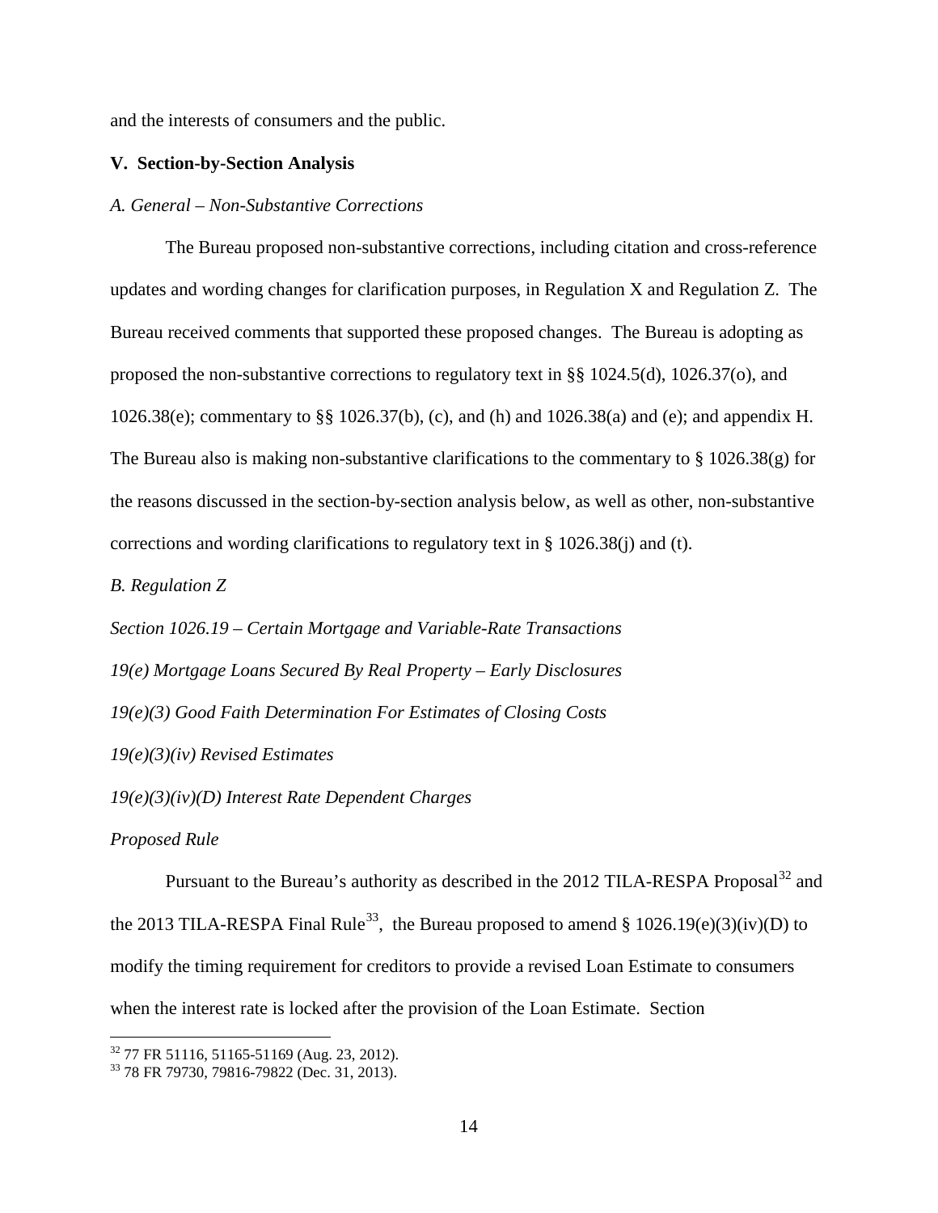and the interests of consumers and the public.

## V. Section-by-Section Analysis

*A. General – Non-Substantive Corrections*

The Bureau proposed non-substantive corrections, including citation and cross-reference updates and wording changes for clarification purposes, in Regulation X and Regulation Z. The Bureau received comments that supported these proposed changes. The Bureau is adopting as proposed the non-substantive corrections to regulatory text in §§ 1024.5(d), 1026.37(o), and 1026.38(e); commentary to §§ 1026.37(b), (c), and (h) and 1026.38(a) and (e); and appendix H. The Bureau also is making non-substantive clarifications to the commentary to § 1026.38(g) for the reasons discussed in the section-by-section analysis below, as well as other, non-substantive corrections and wording clarifications to regulatory text in § 1026.38(j) and (t).

*B. Regulation Z*

*Section 1026.19 – Certain Mortgage and Variable-Rate Transactions*

*19(e) Mortgage Loans Secured By Real Property – Early Disclosures*

*19(e)(3) Good Faith Determination For Estimates of Closing Costs*

*19(e)(3)(iv) Revised Estimates*

*19(e)(3)(iv)(D) Interest Rate Dependent Charges*

*Proposed Rule*

Pursuant to the Bureau's authority as described in the 2012 TILA-RESPA Proposal[32] and the 2013 TILA-RESPA Final Rule[33], the Bureau proposed to amend § 1026.19(e)(3)(iv)(D) to modify the timing requirement for creditors to provide a revised Loan Estimate to consumers when the interest rate is locked after the provision of the Loan Estimate. Section

[32] 77 FR 51116, 51165-51169 (Aug. 23, 2012).

[33] 78 FR 79730, 79816-79822 (Dec. 31, 2013).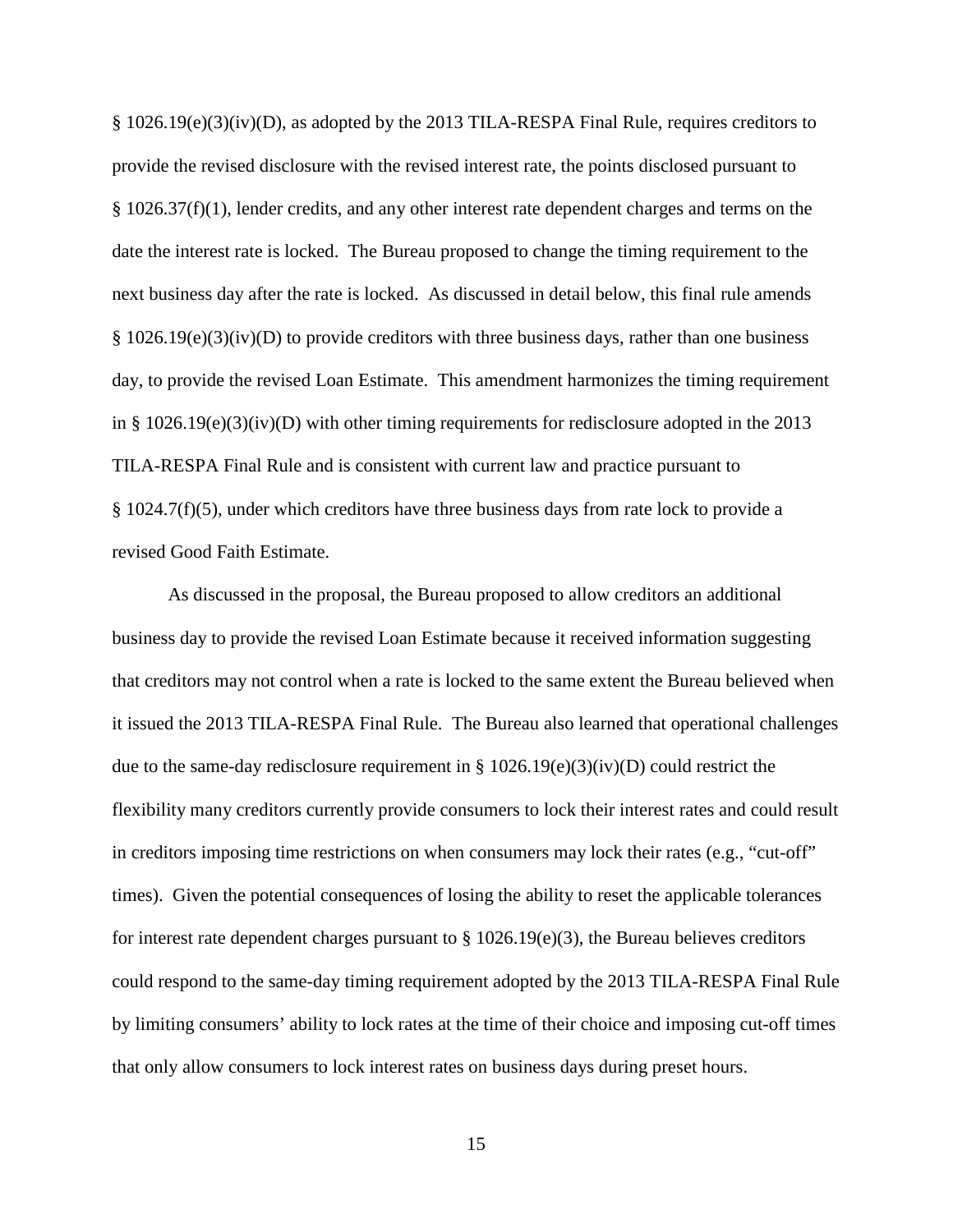§ 1026.19(e)(3)(iv)(D), as adopted by the 2013 TILA-RESPA Final Rule, requires creditors to provide the revised disclosure with the revised interest rate, the points disclosed pursuant to § 1026.37(f)(1), lender credits, and any other interest rate dependent charges and terms on the date the interest rate is locked. The Bureau proposed to change the timing requirement to the next business day after the rate is locked. As discussed in detail below, this final rule amends § 1026.19(e)(3)(iv)(D) to provide creditors with three business days, rather than one business day, to provide the revised Loan Estimate. This amendment harmonizes the timing requirement in § 1026.19(e)(3)(iv)(D) with other timing requirements for redisclosure adopted in the 2013 TILA-RESPA Final Rule and is consistent with current law and practice pursuant to § 1024.7(f)(5), under which creditors have three business days from rate lock to provide a revised Good Faith Estimate.

As discussed in the proposal, the Bureau proposed to allow creditors an additional business day to provide the revised Loan Estimate because it received information suggesting that creditors may not control when a rate is locked to the same extent the Bureau believed when it issued the 2013 TILA-RESPA Final Rule. The Bureau also learned that operational challenges due to the same-day redisclosure requirement in § 1026.19(e)(3)(iv)(D) could restrict the flexibility many creditors currently provide consumers to lock their interest rates and could result in creditors imposing time restrictions on when consumers may lock their rates (e.g., "cut-off" times). Given the potential consequences of losing the ability to reset the applicable tolerances for interest rate dependent charges pursuant to § 1026.19(e)(3), the Bureau believes creditors could respond to the same-day timing requirement adopted by the 2013 TILA-RESPA Final Rule by limiting consumers' ability to lock rates at the time of their choice and imposing cut-off times that only allow consumers to lock interest rates on business days during preset hours.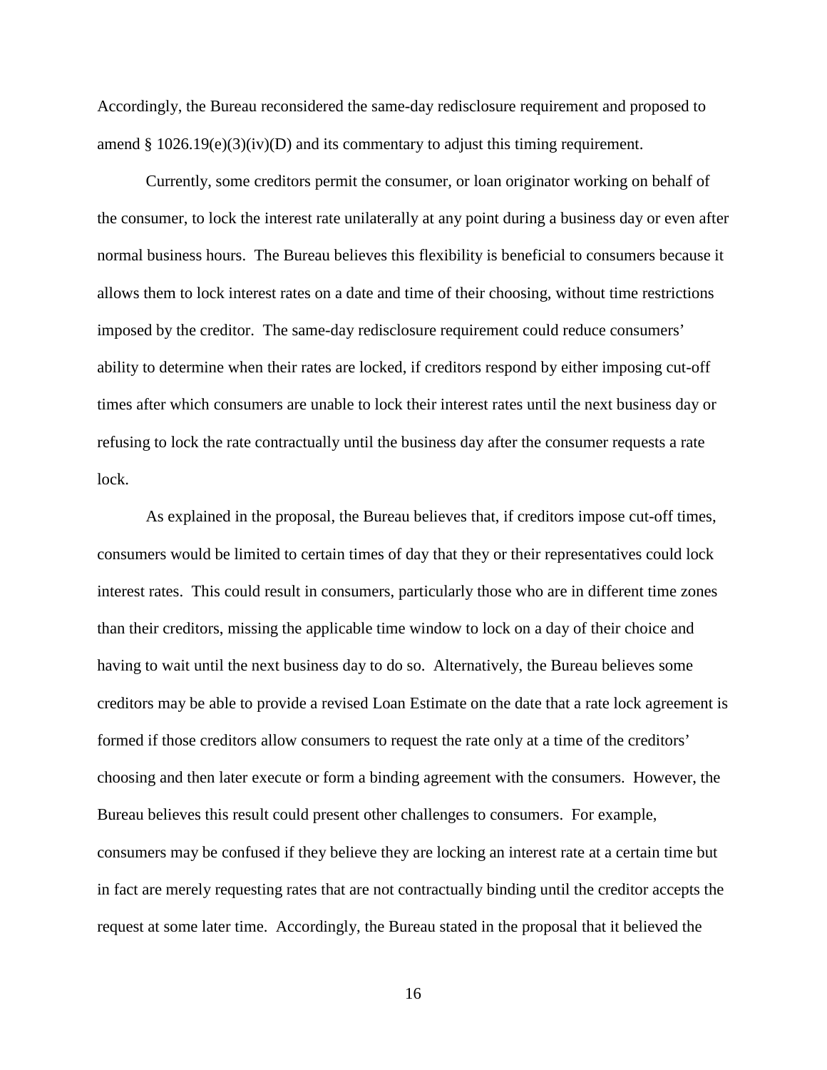Accordingly, the Bureau reconsidered the same-day redisclosure requirement and proposed to amend § 1026.19(e)(3)(iv)(D) and its commentary to adjust this timing requirement.

Currently, some creditors permit the consumer, or loan originator working on behalf of the consumer, to lock the interest rate unilaterally at any point during a business day or even after normal business hours. The Bureau believes this flexibility is beneficial to consumers because it allows them to lock interest rates on a date and time of their choosing, without time restrictions imposed by the creditor. The same-day redisclosure requirement could reduce consumers' ability to determine when their rates are locked, if creditors respond by either imposing cut-off times after which consumers are unable to lock their interest rates until the next business day or refusing to lock the rate contractually until the business day after the consumer requests a rate lock.

As explained in the proposal, the Bureau believes that, if creditors impose cut-off times, consumers would be limited to certain times of day that they or their representatives could lock interest rates. This could result in consumers, particularly those who are in different time zones than their creditors, missing the applicable time window to lock on a day of their choice and having to wait until the next business day to do so. Alternatively, the Bureau believes some creditors may be able to provide a revised Loan Estimate on the date that a rate lock agreement is formed if those creditors allow consumers to request the rate only at a time of the creditors' choosing and then later execute or form a binding agreement with the consumers. However, the Bureau believes this result could present other challenges to consumers. For example, consumers may be confused if they believe they are locking an interest rate at a certain time but in fact are merely requesting rates that are not contractually binding until the creditor accepts the request at some later time. Accordingly, the Bureau stated in the proposal that it believed the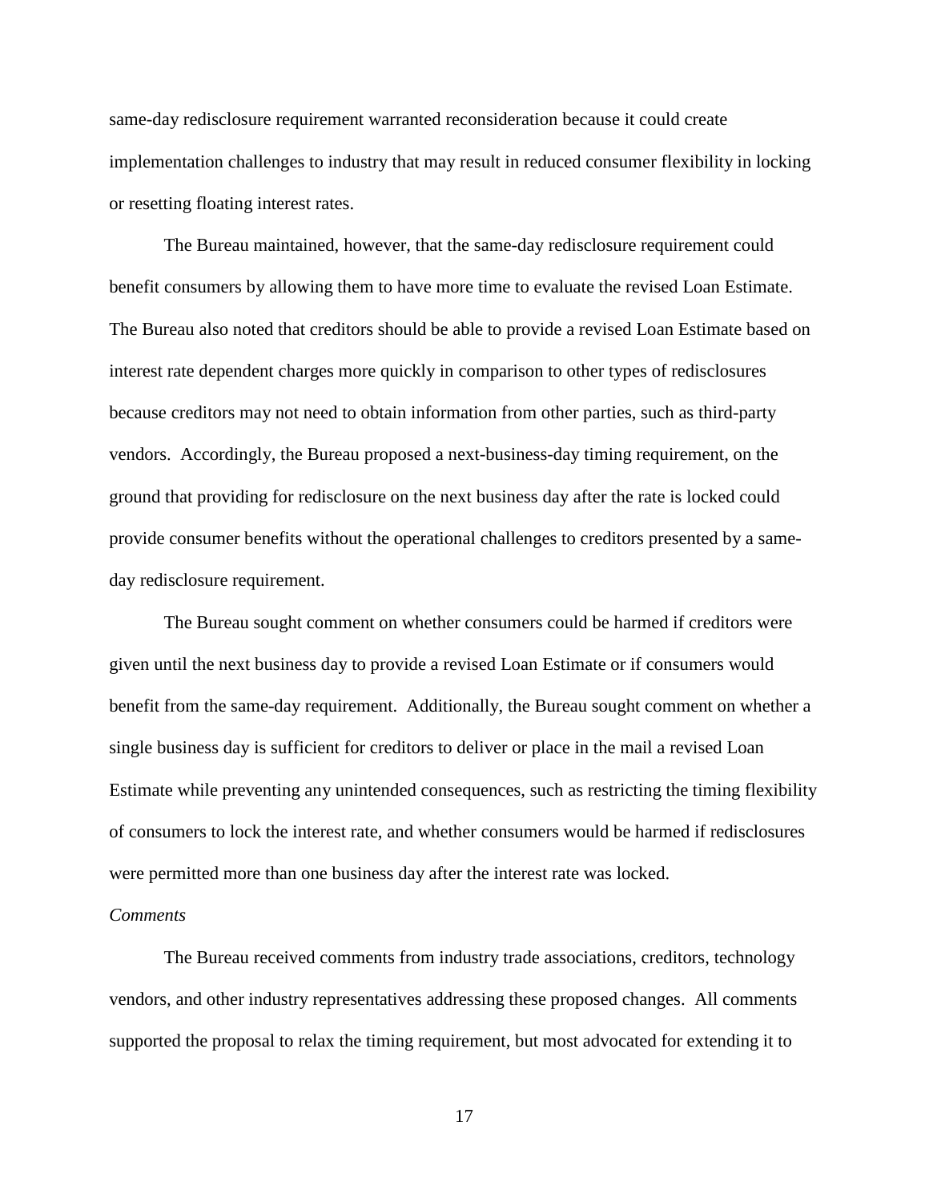same-day redisclosure requirement warranted reconsideration because it could create implementation challenges to industry that may result in reduced consumer flexibility in locking or resetting floating interest rates.

The Bureau maintained, however, that the same-day redisclosure requirement could benefit consumers by allowing them to have more time to evaluate the revised Loan Estimate. The Bureau also noted that creditors should be able to provide a revised Loan Estimate based on interest rate dependent charges more quickly in comparison to other types of redisclosures because creditors may not need to obtain information from other parties, such as third-party vendors. Accordingly, the Bureau proposed a next-business-day timing requirement, on the ground that providing for redisclosure on the next business day after the rate is locked could provide consumer benefits without the operational challenges to creditors presented by a same-day redisclosure requirement.

The Bureau sought comment on whether consumers could be harmed if creditors were given until the next business day to provide a revised Loan Estimate or if consumers would benefit from the same-day requirement. Additionally, the Bureau sought comment on whether a single business day is sufficient for creditors to deliver or place in the mail a revised Loan Estimate while preventing any unintended consequences, such as restricting the timing flexibility of consumers to lock the interest rate, and whether consumers would be harmed if redisclosures were permitted more than one business day after the interest rate was locked.

*Comments*

The Bureau received comments from industry trade associations, creditors, technology vendors, and other industry representatives addressing these proposed changes. All comments supported the proposal to relax the timing requirement, but most advocated for extending it to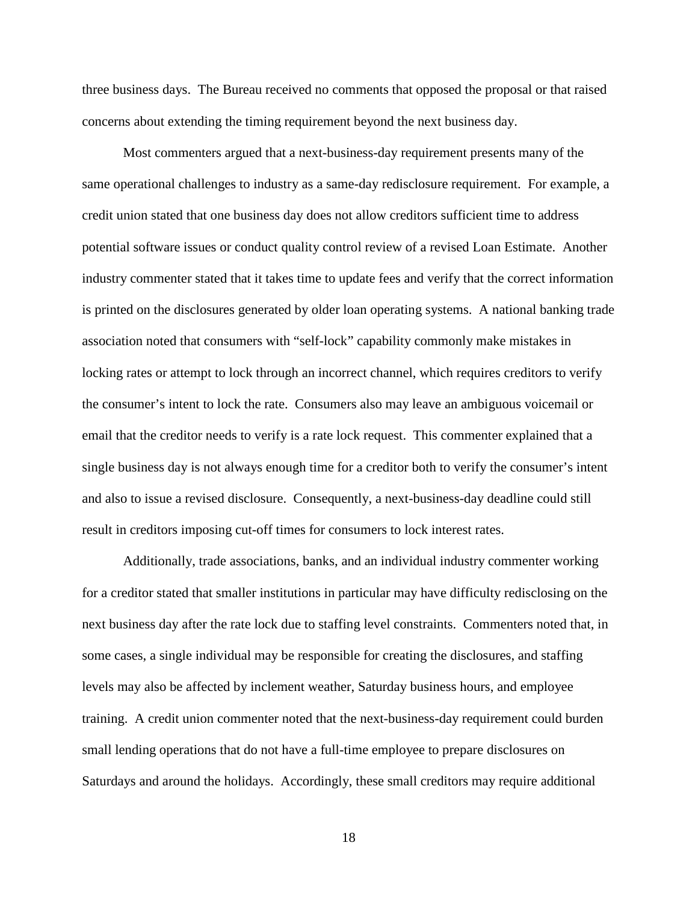three business days. The Bureau received no comments that opposed the proposal or that raised concerns about extending the timing requirement beyond the next business day.

Most commenters argued that a next-business-day requirement presents many of the same operational challenges to industry as a same-day redisclosure requirement. For example, a credit union stated that one business day does not allow creditors sufficient time to address potential software issues or conduct quality control review of a revised Loan Estimate. Another industry commenter stated that it takes time to update fees and verify that the correct information is printed on the disclosures generated by older loan operating systems. A national banking trade association noted that consumers with "self-lock" capability commonly make mistakes in locking rates or attempt to lock through an incorrect channel, which requires creditors to verify the consumer's intent to lock the rate. Consumers also may leave an ambiguous voicemail or email that the creditor needs to verify is a rate lock request. This commenter explained that a single business day is not always enough time for a creditor both to verify the consumer's intent and also to issue a revised disclosure. Consequently, a next-business-day deadline could still result in creditors imposing cut-off times for consumers to lock interest rates.

Additionally, trade associations, banks, and an individual industry commenter working for a creditor stated that smaller institutions in particular may have difficulty redisclosing on the next business day after the rate lock due to staffing level constraints. Commenters noted that, in some cases, a single individual may be responsible for creating the disclosures, and staffing levels may also be affected by inclement weather, Saturday business hours, and employee training. A credit union commenter noted that the next-business-day requirement could burden small lending operations that do not have a full-time employee to prepare disclosures on Saturdays and around the holidays. Accordingly, these small creditors may require additional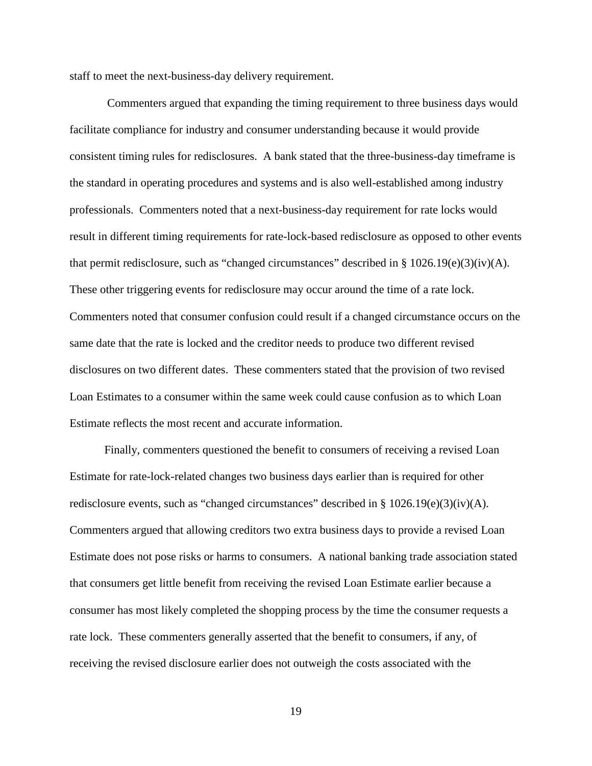staff to meet the next-business-day delivery requirement.

Commenters argued that expanding the timing requirement to three business days would facilitate compliance for industry and consumer understanding because it would provide consistent timing rules for redisclosures. A bank stated that the three-business-day timeframe is the standard in operating procedures and systems and is also well-established among industry professionals. Commenters noted that a next-business-day requirement for rate locks would result in different timing requirements for rate-lock-based redisclosure as opposed to other events that permit redisclosure, such as "changed circumstances" described in § 1026.19(e)(3)(iv)(A). These other triggering events for redisclosure may occur around the time of a rate lock. Commenters noted that consumer confusion could result if a changed circumstance occurs on the same date that the rate is locked and the creditor needs to produce two different revised disclosures on two different dates. These commenters stated that the provision of two revised Loan Estimates to a consumer within the same week could cause confusion as to which Loan Estimate reflects the most recent and accurate information.

Finally, commenters questioned the benefit to consumers of receiving a revised Loan Estimate for rate-lock-related changes two business days earlier than is required for other redisclosure events, such as "changed circumstances" described in § 1026.19(e)(3)(iv)(A). Commenters argued that allowing creditors two extra business days to provide a revised Loan Estimate does not pose risks or harms to consumers. A national banking trade association stated that consumers get little benefit from receiving the revised Loan Estimate earlier because a consumer has most likely completed the shopping process by the time the consumer requests a rate lock. These commenters generally asserted that the benefit to consumers, if any, of receiving the revised disclosure earlier does not outweigh the costs associated with the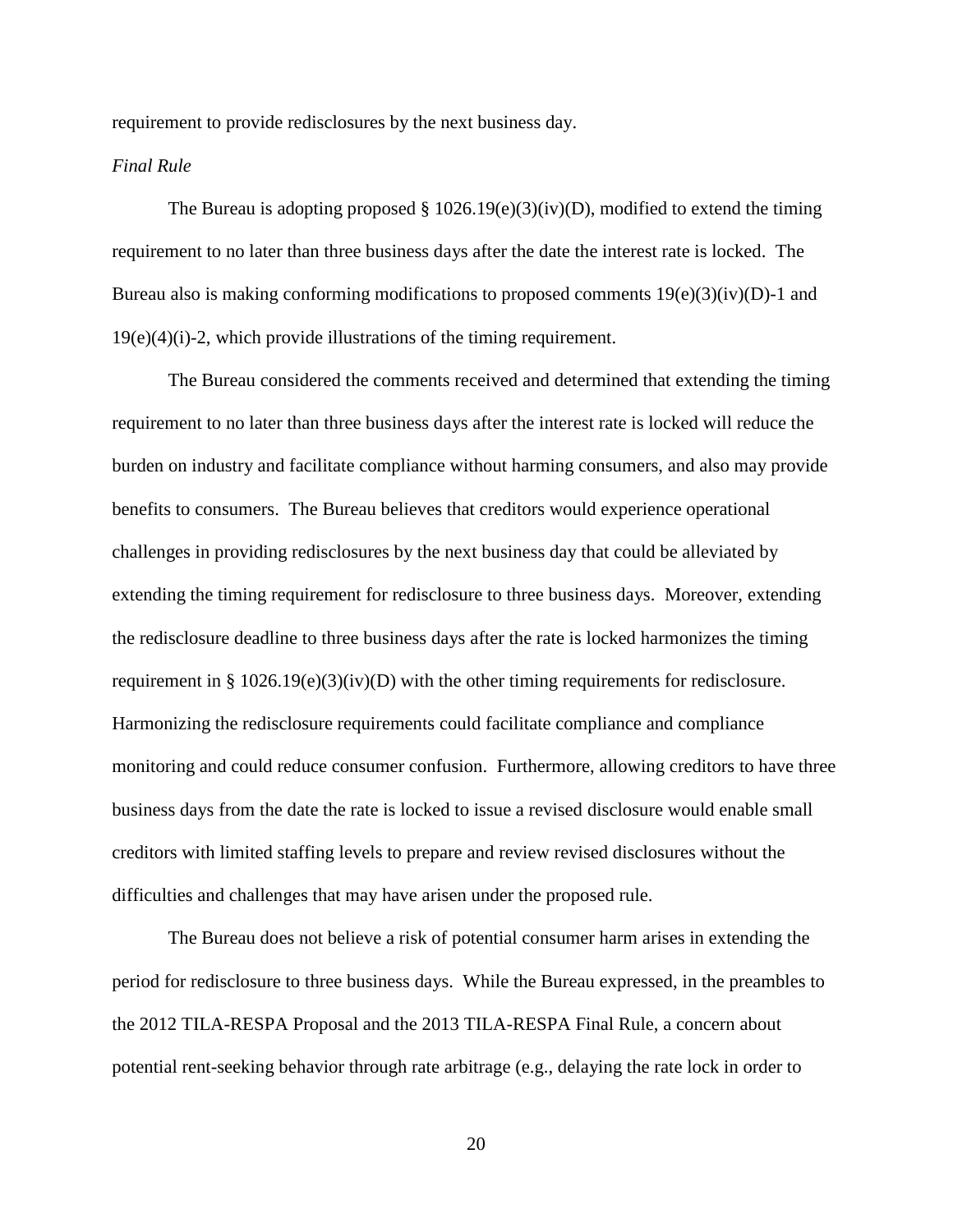requirement to provide redisclosures by the next business day.

*Final Rule*

The Bureau is adopting proposed § 1026.19(e)(3)(iv)(D), modified to extend the timing requirement to no later than three business days after the date the interest rate is locked. The Bureau also is making conforming modifications to proposed comments 19(e)(3)(iv)(D)-1 and 19(e)(4)(i)-2, which provide illustrations of the timing requirement.

The Bureau considered the comments received and determined that extending the timing requirement to no later than three business days after the interest rate is locked will reduce the burden on industry and facilitate compliance without harming consumers, and also may provide benefits to consumers. The Bureau believes that creditors would experience operational challenges in providing redisclosures by the next business day that could be alleviated by extending the timing requirement for redisclosure to three business days. Moreover, extending the redisclosure deadline to three business days after the rate is locked harmonizes the timing requirement in § 1026.19(e)(3)(iv)(D) with the other timing requirements for redisclosure. Harmonizing the redisclosure requirements could facilitate compliance and compliance monitoring and could reduce consumer confusion. Furthermore, allowing creditors to have three business days from the date the rate is locked to issue a revised disclosure would enable small creditors with limited staffing levels to prepare and review revised disclosures without the difficulties and challenges that may have arisen under the proposed rule.

The Bureau does not believe a risk of potential consumer harm arises in extending the period for redisclosure to three business days. While the Bureau expressed, in the preambles to the 2012 TILA-RESPA Proposal and the 2013 TILA-RESPA Final Rule, a concern about potential rent-seeking behavior through rate arbitrage (e.g., delaying the rate lock in order to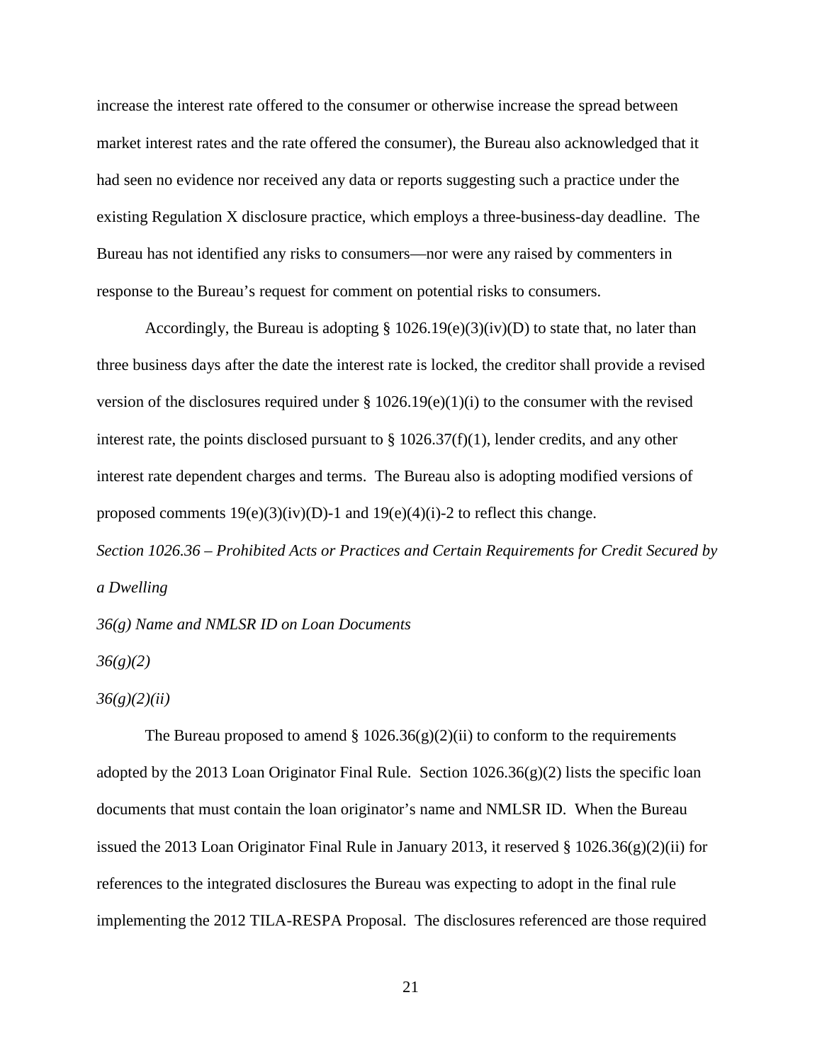increase the interest rate offered to the consumer or otherwise increase the spread between market interest rates and the rate offered the consumer), the Bureau also acknowledged that it had seen no evidence nor received any data or reports suggesting such a practice under the existing Regulation X disclosure practice, which employs a three-business-day deadline. The Bureau has not identified any risks to consumers—nor were any raised by commenters in response to the Bureau's request for comment on potential risks to consumers.

Accordingly, the Bureau is adopting § 1026.19(e)(3)(iv)(D) to state that, no later than three business days after the date the interest rate is locked, the creditor shall provide a revised version of the disclosures required under § 1026.19(e)(1)(i) to the consumer with the revised interest rate, the points disclosed pursuant to § 1026.37(f)(1), lender credits, and any other interest rate dependent charges and terms. The Bureau also is adopting modified versions of proposed comments 19(e)(3)(iv)(D)-1 and 19(e)(4)(i)-2 to reflect this change.

*Section 1026.36 – Prohibited Acts or Practices and Certain Requirements for Credit Secured by a Dwelling*

*36(g) Name and NMLSR ID on Loan Documents*

*36(g)(2)*

*36(g)(2)(ii)*

The Bureau proposed to amend § 1026.36(g)(2)(ii) to conform to the requirements adopted by the 2013 Loan Originator Final Rule. Section 1026.36(g)(2) lists the specific loan documents that must contain the loan originator's name and NMLSR ID. When the Bureau issued the 2013 Loan Originator Final Rule in January 2013, it reserved § 1026.36(g)(2)(ii) for references to the integrated disclosures the Bureau was expecting to adopt in the final rule implementing the 2012 TILA-RESPA Proposal. The disclosures referenced are those required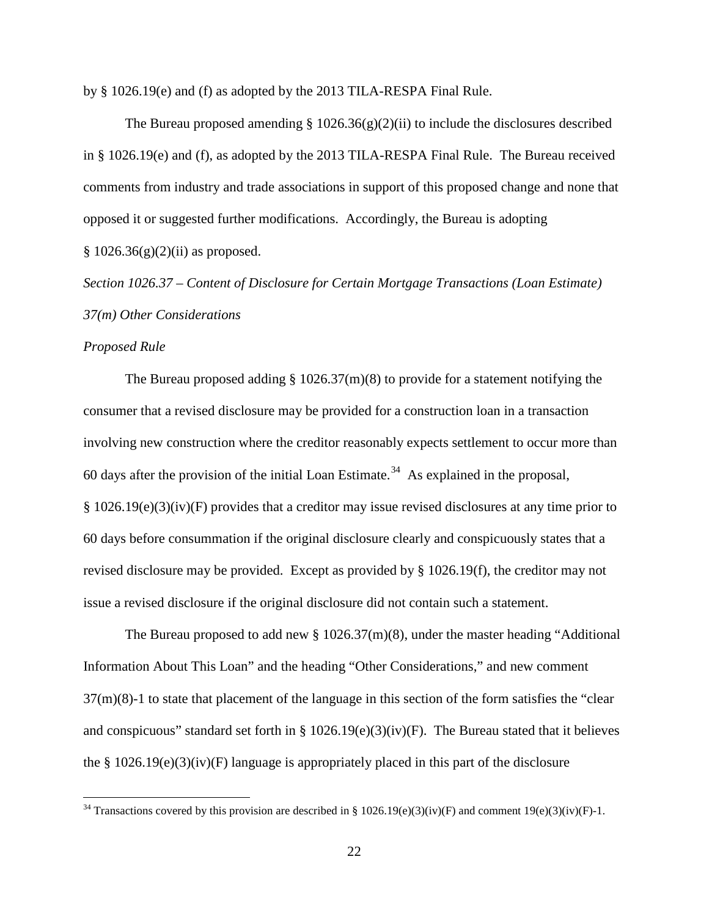by § 1026.19(e) and (f) as adopted by the 2013 TILA-RESPA Final Rule.

The Bureau proposed amending § 1026.36(g)(2)(ii) to include the disclosures described in § 1026.19(e) and (f), as adopted by the 2013 TILA-RESPA Final Rule. The Bureau received comments from industry and trade associations in support of this proposed change and none that opposed it or suggested further modifications. Accordingly, the Bureau is adopting § 1026.36(g)(2)(ii) as proposed.

*Section 1026.37 – Content of Disclosure for Certain Mortgage Transactions (Loan Estimate)*

*37(m) Other Considerations*

*Proposed Rule*

The Bureau proposed adding § 1026.37(m)(8) to provide for a statement notifying the consumer that a revised disclosure may be provided for a construction loan in a transaction involving new construction where the creditor reasonably expects settlement to occur more than 60 days after the provision of the initial Loan Estimate.[34] As explained in the proposal, § 1026.19(e)(3)(iv)(F) provides that a creditor may issue revised disclosures at any time prior to 60 days before consummation if the original disclosure clearly and conspicuously states that a revised disclosure may be provided. Except as provided by § 1026.19(f), the creditor may not issue a revised disclosure if the original disclosure did not contain such a statement.

The Bureau proposed to add new § 1026.37(m)(8), under the master heading "Additional Information About This Loan" and the heading "Other Considerations," and new comment 37(m)(8)-1 to state that placement of the language in this section of the form satisfies the "clear and conspicuous" standard set forth in § 1026.19(e)(3)(iv)(F). The Bureau stated that it believes the § 1026.19(e)(3)(iv)(F) language is appropriately placed in this part of the disclosure

[34] Transactions covered by this provision are described in § 1026.19(e)(3)(iv)(F) and comment 19(e)(3)(iv)(F)-1.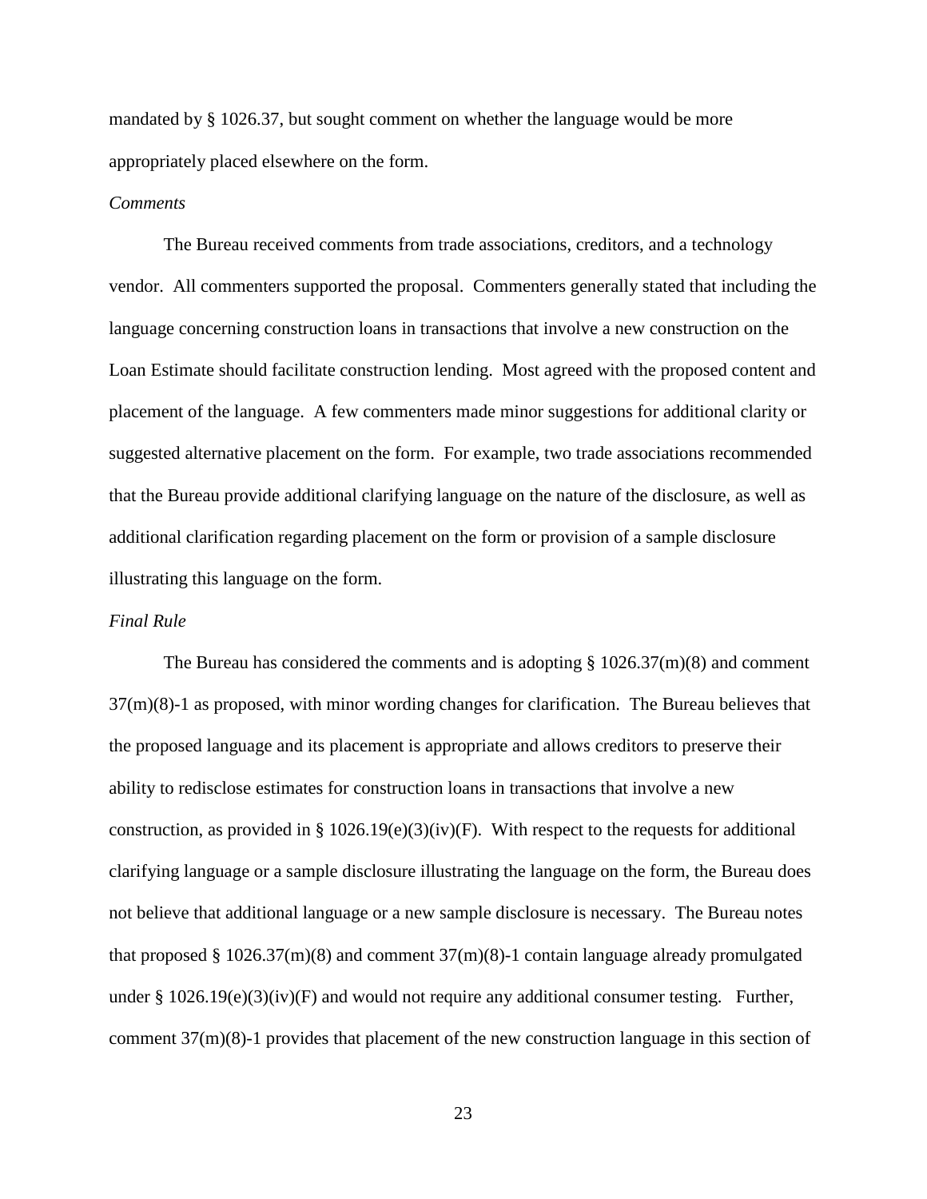mandated by § 1026.37, but sought comment on whether the language would be more appropriately placed elsewhere on the form.

*Comments*

The Bureau received comments from trade associations, creditors, and a technology vendor. All commenters supported the proposal. Commenters generally stated that including the language concerning construction loans in transactions that involve a new construction on the Loan Estimate should facilitate construction lending. Most agreed with the proposed content and placement of the language. A few commenters made minor suggestions for additional clarity or suggested alternative placement on the form. For example, two trade associations recommended that the Bureau provide additional clarifying language on the nature of the disclosure, as well as additional clarification regarding placement on the form or provision of a sample disclosure illustrating this language on the form.

*Final Rule*

The Bureau has considered the comments and is adopting § 1026.37(m)(8) and comment 37(m)(8)-1 as proposed, with minor wording changes for clarification. The Bureau believes that the proposed language and its placement is appropriate and allows creditors to preserve their ability to redisclose estimates for construction loans in transactions that involve a new construction, as provided in § 1026.19(e)(3)(iv)(F). With respect to the requests for additional clarifying language or a sample disclosure illustrating the language on the form, the Bureau does not believe that additional language or a new sample disclosure is necessary. The Bureau notes that proposed § 1026.37(m)(8) and comment 37(m)(8)-1 contain language already promulgated under § 1026.19(e)(3)(iv)(F) and would not require any additional consumer testing. Further, comment 37(m)(8)-1 provides that placement of the new construction language in this section of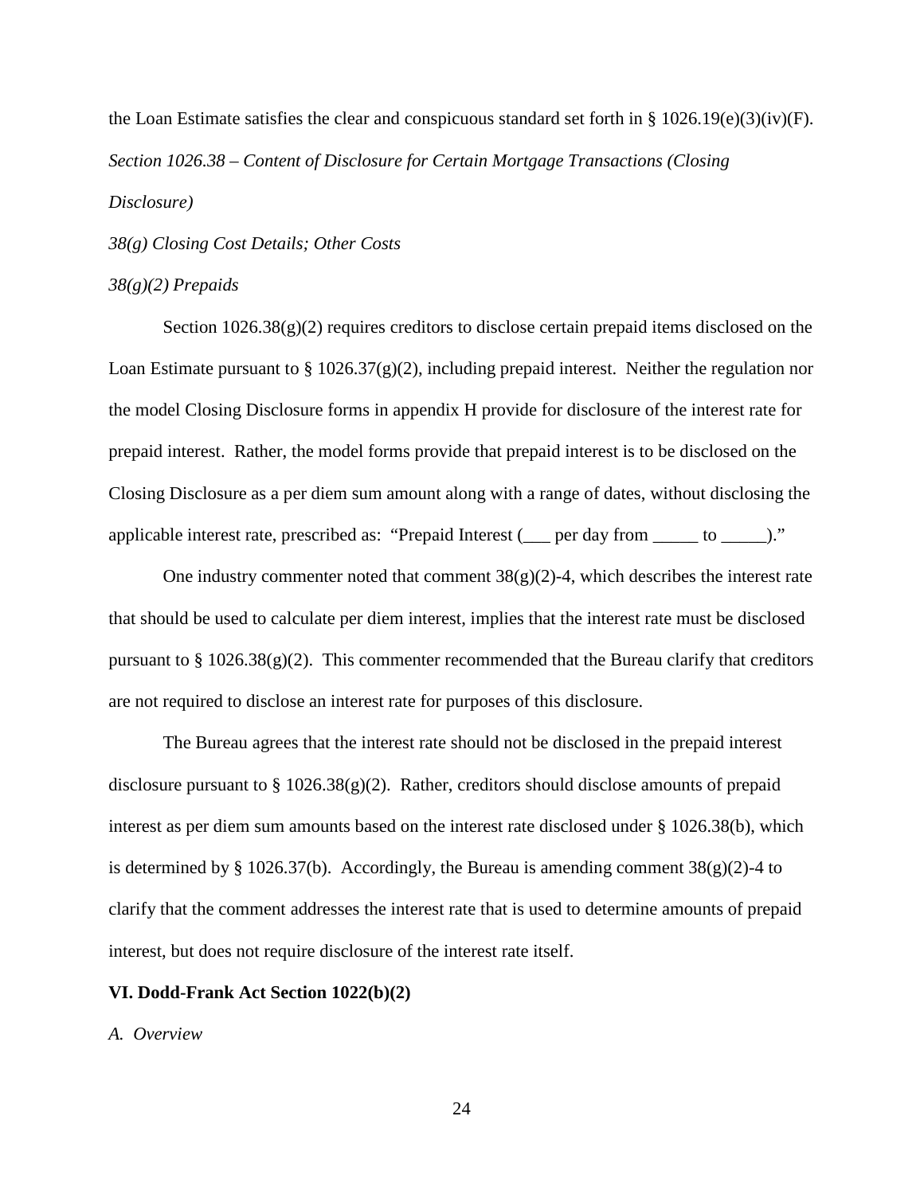the Loan Estimate satisfies the clear and conspicuous standard set forth in § 1026.19(e)(3)(iv)(F).

*Section 1026.38 – Content of Disclosure for Certain Mortgage Transactions (Closing Disclosure)*

*38(g) Closing Cost Details; Other Costs*

*38(g)(2) Prepaids*

Section 1026.38(g)(2) requires creditors to disclose certain prepaid items disclosed on the Loan Estimate pursuant to § 1026.37(g)(2), including prepaid interest. Neither the regulation nor the model Closing Disclosure forms in appendix H provide for disclosure of the interest rate for prepaid interest. Rather, the model forms provide that prepaid interest is to be disclosed on the Closing Disclosure as a per diem sum amount along with a range of dates, without disclosing the applicable interest rate, prescribed as: "Prepaid Interest (___ per day from _____ to _____)."

One industry commenter noted that comment 38(g)(2)-4, which describes the interest rate that should be used to calculate per diem interest, implies that the interest rate must be disclosed pursuant to § 1026.38(g)(2). This commenter recommended that the Bureau clarify that creditors are not required to disclose an interest rate for purposes of this disclosure.

The Bureau agrees that the interest rate should not be disclosed in the prepaid interest disclosure pursuant to § 1026.38(g)(2). Rather, creditors should disclose amounts of prepaid interest as per diem sum amounts based on the interest rate disclosed under § 1026.38(b), which is determined by § 1026.37(b). Accordingly, the Bureau is amending comment 38(g)(2)-4 to clarify that the comment addresses the interest rate that is used to determine amounts of prepaid interest, but does not require disclosure of the interest rate itself.

## VI. Dodd-Frank Act Section 1022(b)(2)

*A. Overview*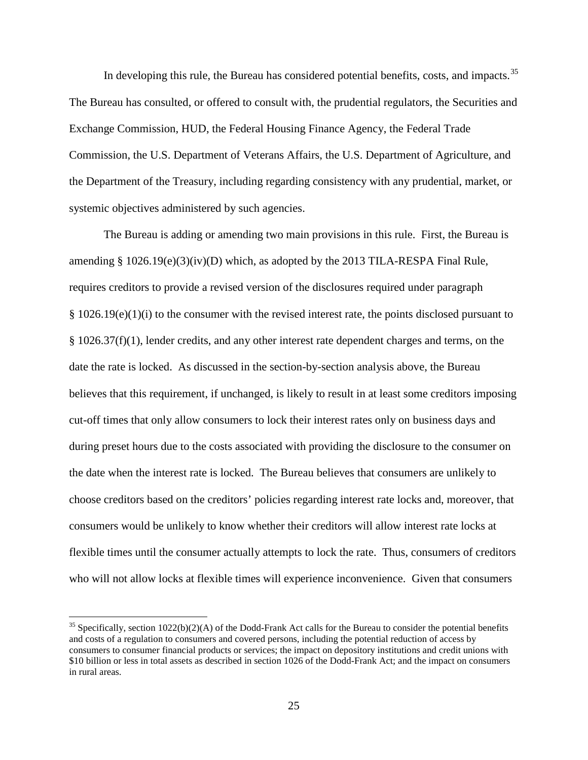In developing this rule, the Bureau has considered potential benefits, costs, and impacts.[35] The Bureau has consulted, or offered to consult with, the prudential regulators, the Securities and Exchange Commission, HUD, the Federal Housing Finance Agency, the Federal Trade Commission, the U.S. Department of Veterans Affairs, the U.S. Department of Agriculture, and the Department of the Treasury, including regarding consistency with any prudential, market, or systemic objectives administered by such agencies.

The Bureau is adding or amending two main provisions in this rule. First, the Bureau is amending § 1026.19(e)(3)(iv)(D) which, as adopted by the 2013 TILA-RESPA Final Rule, requires creditors to provide a revised version of the disclosures required under paragraph § 1026.19(e)(1)(i) to the consumer with the revised interest rate, the points disclosed pursuant to § 1026.37(f)(1), lender credits, and any other interest rate dependent charges and terms, on the date the rate is locked. As discussed in the section-by-section analysis above, the Bureau believes that this requirement, if unchanged, is likely to result in at least some creditors imposing cut-off times that only allow consumers to lock their interest rates only on business days and during preset hours due to the costs associated with providing the disclosure to the consumer on the date when the interest rate is locked. The Bureau believes that consumers are unlikely to choose creditors based on the creditors' policies regarding interest rate locks and, moreover, that consumers would be unlikely to know whether their creditors will allow interest rate locks at flexible times until the consumer actually attempts to lock the rate. Thus, consumers of creditors who will not allow locks at flexible times will experience inconvenience. Given that consumers

[35] Specifically, section 1022(b)(2)(A) of the Dodd-Frank Act calls for the Bureau to consider the potential benefits and costs of a regulation to consumers and covered persons, including the potential reduction of access by consumers to consumer financial products or services; the impact on depository institutions and credit unions with $10 billion or less in total assets as described in section 1026 of the Dodd-Frank Act; and the impact on consumers in rural areas.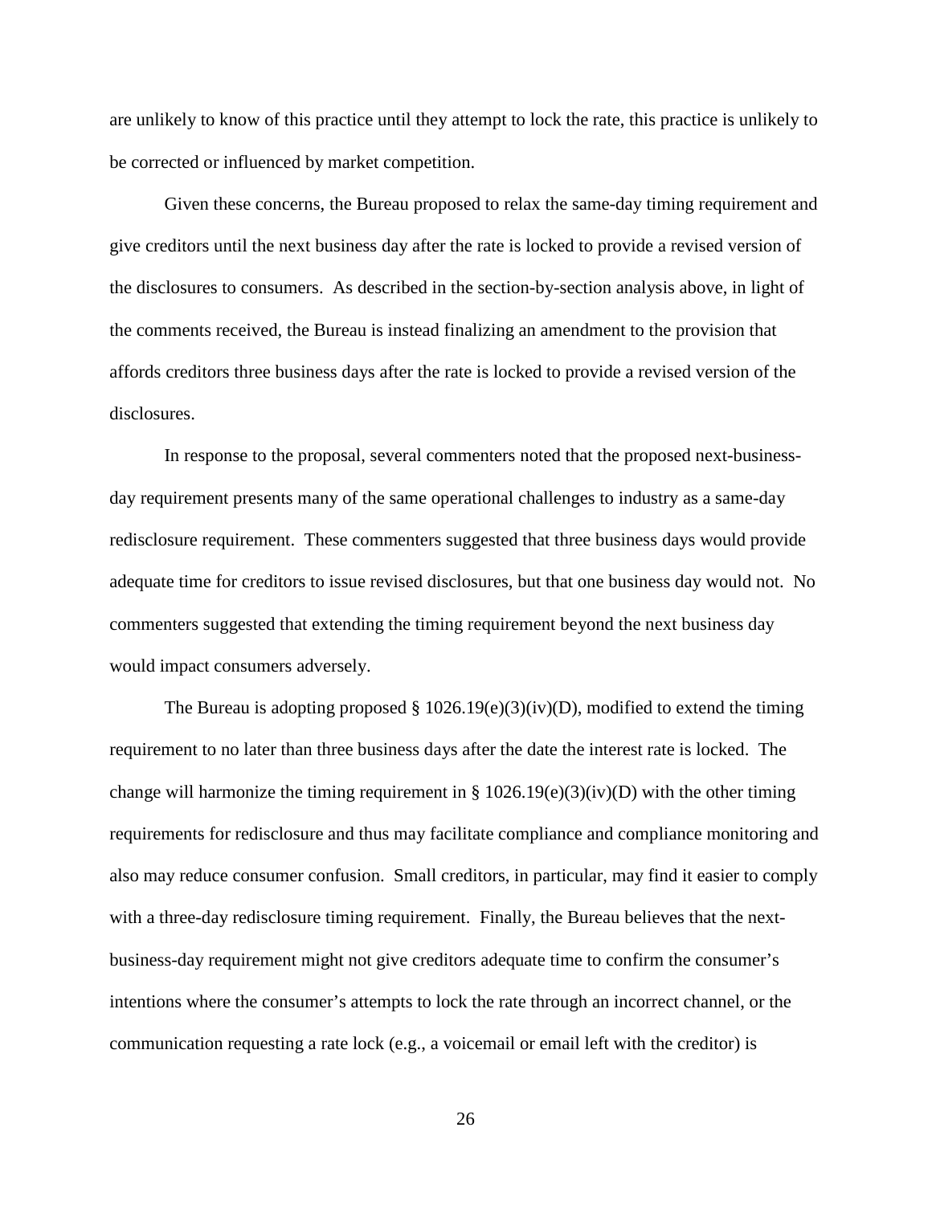are unlikely to know of this practice until they attempt to lock the rate, this practice is unlikely to be corrected or influenced by market competition.

Given these concerns, the Bureau proposed to relax the same-day timing requirement and give creditors until the next business day after the rate is locked to provide a revised version of the disclosures to consumers. As described in the section-by-section analysis above, in light of the comments received, the Bureau is instead finalizing an amendment to the provision that affords creditors three business days after the rate is locked to provide a revised version of the disclosures.

In response to the proposal, several commenters noted that the proposed next-business-day requirement presents many of the same operational challenges to industry as a same-day redisclosure requirement. These commenters suggested that three business days would provide adequate time for creditors to issue revised disclosures, but that one business day would not. No commenters suggested that extending the timing requirement beyond the next business day would impact consumers adversely.

The Bureau is adopting proposed § 1026.19(e)(3)(iv)(D), modified to extend the timing requirement to no later than three business days after the date the interest rate is locked. The change will harmonize the timing requirement in § 1026.19(e)(3)(iv)(D) with the other timing requirements for redisclosure and thus may facilitate compliance and compliance monitoring and also may reduce consumer confusion. Small creditors, in particular, may find it easier to comply with a three-day redisclosure timing requirement. Finally, the Bureau believes that the next-business-day requirement might not give creditors adequate time to confirm the consumer's intentions where the consumer's attempts to lock the rate through an incorrect channel, or the communication requesting a rate lock (e.g., a voicemail or email left with the creditor) is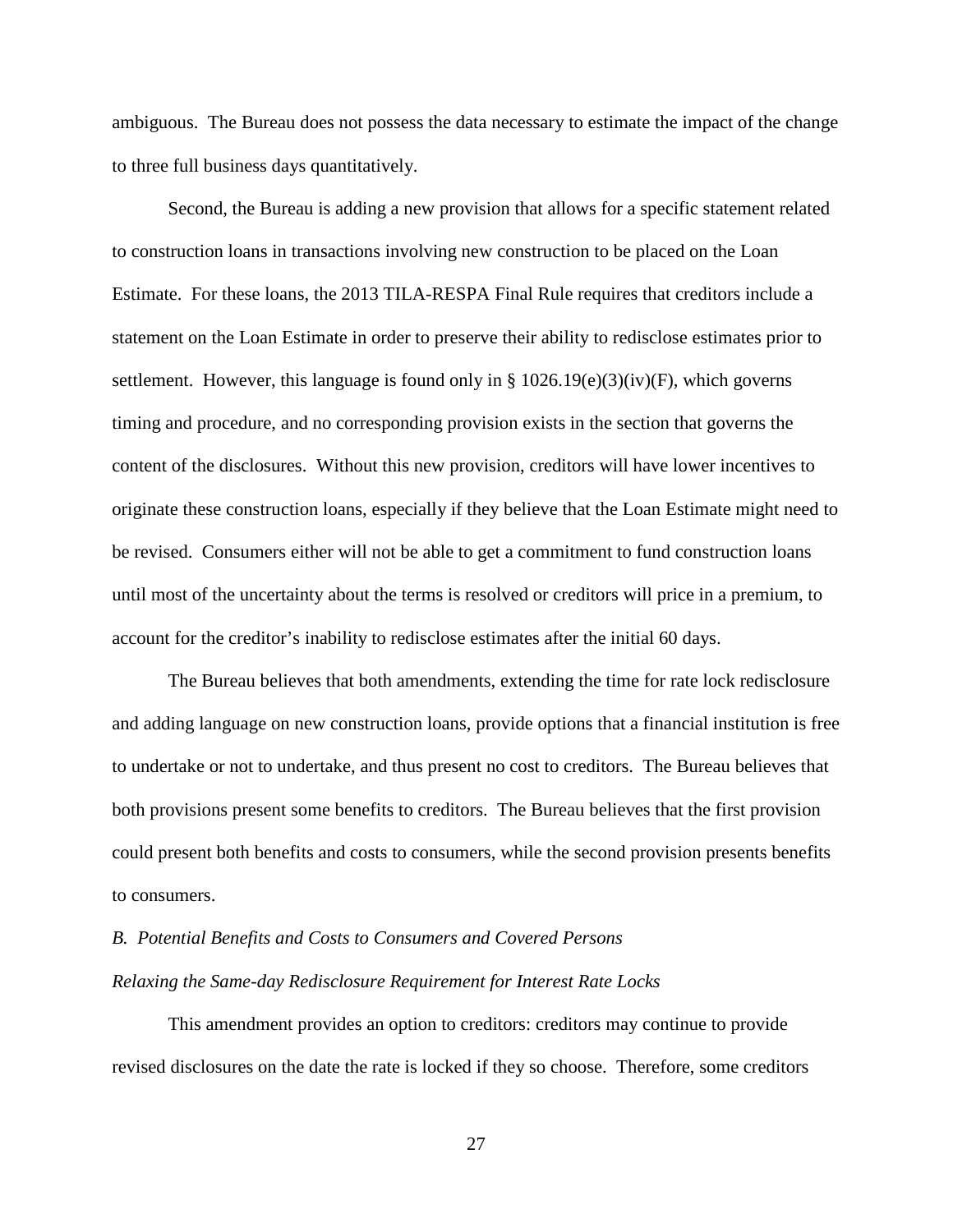ambiguous. The Bureau does not possess the data necessary to estimate the impact of the change to three full business days quantitatively.

Second, the Bureau is adding a new provision that allows for a specific statement related to construction loans in transactions involving new construction to be placed on the Loan Estimate. For these loans, the 2013 TILA-RESPA Final Rule requires that creditors include a statement on the Loan Estimate in order to preserve their ability to redisclose estimates prior to settlement. However, this language is found only in § 1026.19(e)(3)(iv)(F), which governs timing and procedure, and no corresponding provision exists in the section that governs the content of the disclosures. Without this new provision, creditors will have lower incentives to originate these construction loans, especially if they believe that the Loan Estimate might need to be revised. Consumers either will not be able to get a commitment to fund construction loans until most of the uncertainty about the terms is resolved or creditors will price in a premium, to account for the creditor's inability to redisclose estimates after the initial 60 days.

The Bureau believes that both amendments, extending the time for rate lock redisclosure and adding language on new construction loans, provide options that a financial institution is free to undertake or not to undertake, and thus present no cost to creditors. The Bureau believes that both provisions present some benefits to creditors. The Bureau believes that the first provision could present both benefits and costs to consumers, while the second provision presents benefits to consumers.

*B. Potential Benefits and Costs to Consumers and Covered Persons*

*Relaxing the Same-day Redisclosure Requirement for Interest Rate Locks*

This amendment provides an option to creditors: creditors may continue to provide revised disclosures on the date the rate is locked if they so choose. Therefore, some creditors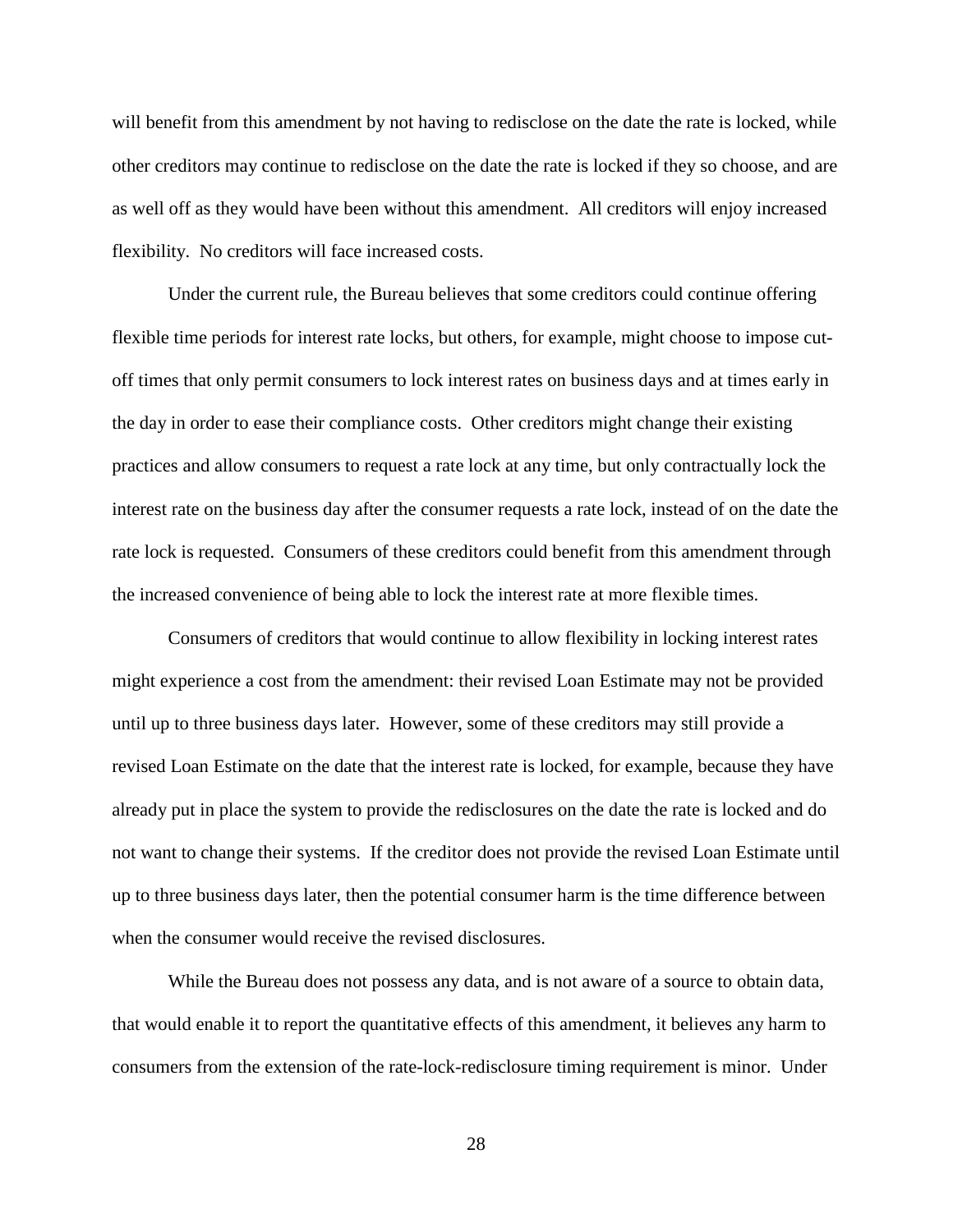will benefit from this amendment by not having to redisclose on the date the rate is locked, while other creditors may continue to redisclose on the date the rate is locked if they so choose, and are as well off as they would have been without this amendment. All creditors will enjoy increased flexibility. No creditors will face increased costs.

Under the current rule, the Bureau believes that some creditors could continue offering flexible time periods for interest rate locks, but others, for example, might choose to impose cut-off times that only permit consumers to lock interest rates on business days and at times early in the day in order to ease their compliance costs. Other creditors might change their existing practices and allow consumers to request a rate lock at any time, but only contractually lock the interest rate on the business day after the consumer requests a rate lock, instead of on the date the rate lock is requested. Consumers of these creditors could benefit from this amendment through the increased convenience of being able to lock the interest rate at more flexible times.

Consumers of creditors that would continue to allow flexibility in locking interest rates might experience a cost from the amendment: their revised Loan Estimate may not be provided until up to three business days later. However, some of these creditors may still provide a revised Loan Estimate on the date that the interest rate is locked, for example, because they have already put in place the system to provide the redisclosures on the date the rate is locked and do not want to change their systems. If the creditor does not provide the revised Loan Estimate until up to three business days later, then the potential consumer harm is the time difference between when the consumer would receive the revised disclosures.

While the Bureau does not possess any data, and is not aware of a source to obtain data, that would enable it to report the quantitative effects of this amendment, it believes any harm to consumers from the extension of the rate-lock-redisclosure timing requirement is minor. Under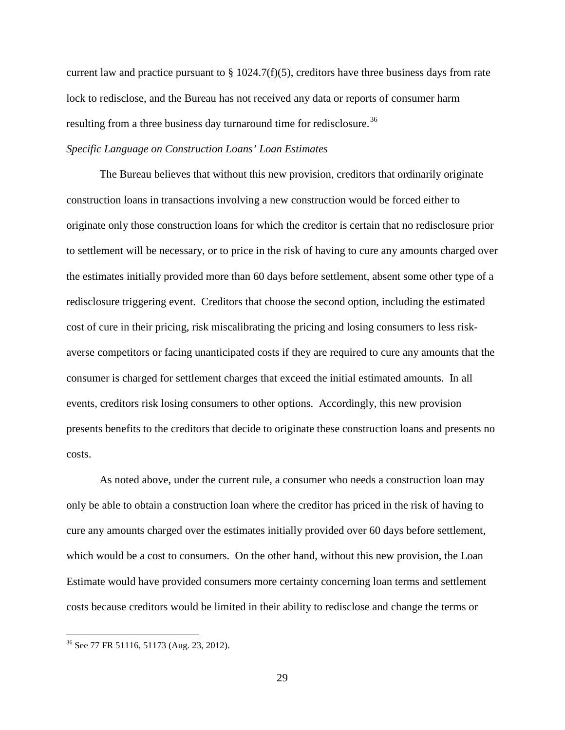current law and practice pursuant to § 1024.7(f)(5), creditors have three business days from rate lock to redisclose, and the Bureau has not received any data or reports of consumer harm resulting from a three business day turnaround time for redisclosure.[36]

*Specific Language on Construction Loans' Loan Estimates*

The Bureau believes that without this new provision, creditors that ordinarily originate construction loans in transactions involving a new construction would be forced either to originate only those construction loans for which the creditor is certain that no redisclosure prior to settlement will be necessary, or to price in the risk of having to cure any amounts charged over the estimates initially provided more than 60 days before settlement, absent some other type of a redisclosure triggering event. Creditors that choose the second option, including the estimated cost of cure in their pricing, risk miscalibrating the pricing and losing consumers to less risk-averse competitors or facing unanticipated costs if they are required to cure any amounts that the consumer is charged for settlement charges that exceed the initial estimated amounts. In all events, creditors risk losing consumers to other options. Accordingly, this new provision presents benefits to the creditors that decide to originate these construction loans and presents no costs.

As noted above, under the current rule, a consumer who needs a construction loan may only be able to obtain a construction loan where the creditor has priced in the risk of having to cure any amounts charged over the estimates initially provided over 60 days before settlement, which would be a cost to consumers. On the other hand, without this new provision, the Loan Estimate would have provided consumers more certainty concerning loan terms and settlement costs because creditors would be limited in their ability to redisclose and change the terms or

[36] See 77 FR 51116, 51173 (Aug. 23, 2012).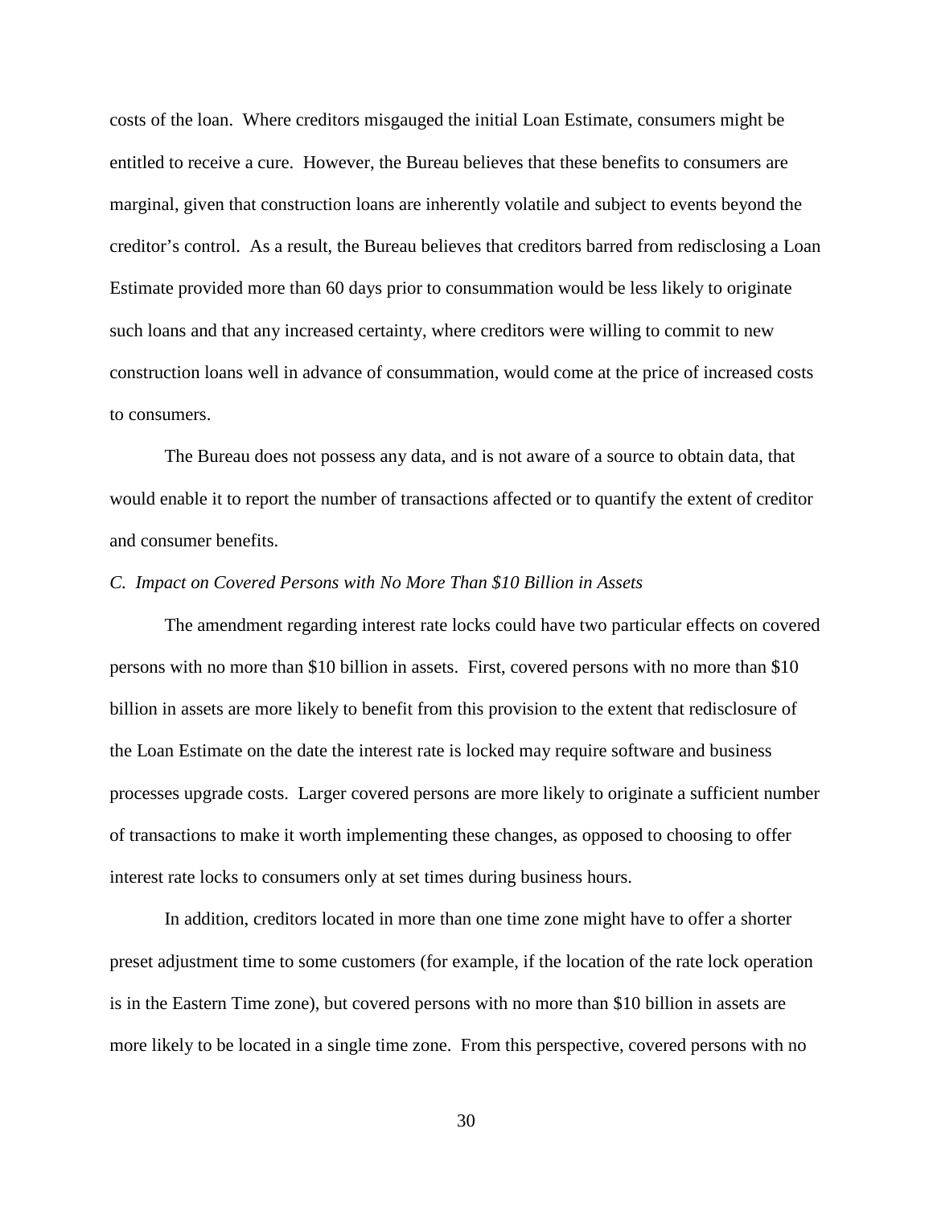costs of the loan. Where creditors misgauged the initial Loan Estimate, consumers might be entitled to receive a cure. However, the Bureau believes that these benefits to consumers are marginal, given that construction loans are inherently volatile and subject to events beyond the creditor's control. As a result, the Bureau believes that creditors barred from redisclosing a Loan Estimate provided more than 60 days prior to consummation would be less likely to originate such loans and that any increased certainty, where creditors were willing to commit to new construction loans well in advance of consummation, would come at the price of increased costs to consumers.

The Bureau does not possess any data, and is not aware of a source to obtain data, that would enable it to report the number of transactions affected or to quantify the extent of creditor and consumer benefits.

*C. Impact on Covered Persons with No More Than $10 Billion in Assets*

The amendment regarding interest rate locks could have two particular effects on covered persons with no more than $10 billion in assets. First, covered persons with no more than $10 billion in assets are more likely to benefit from this provision to the extent that redisclosure of the Loan Estimate on the date the interest rate is locked may require software and business processes upgrade costs. Larger covered persons are more likely to originate a sufficient number of transactions to make it worth implementing these changes, as opposed to choosing to offer interest rate locks to consumers only at set times during business hours.

In addition, creditors located in more than one time zone might have to offer a shorter preset adjustment time to some customers (for example, if the location of the rate lock operation is in the Eastern Time zone), but covered persons with no more than $10 billion in assets are more likely to be located in a single time zone. From this perspective, covered persons with no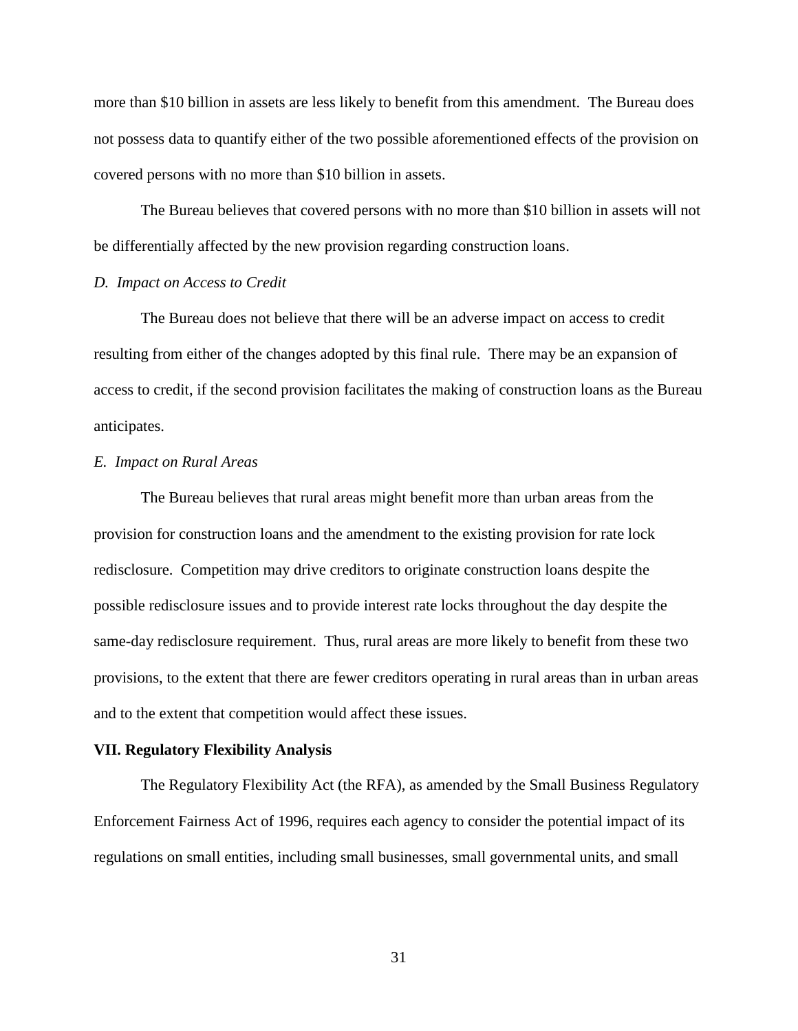more than $10 billion in assets are less likely to benefit from this amendment. The Bureau does not possess data to quantify either of the two possible aforementioned effects of the provision on covered persons with no more than $10 billion in assets.

The Bureau believes that covered persons with no more than $10 billion in assets will not be differentially affected by the new provision regarding construction loans.

*D. Impact on Access to Credit*

The Bureau does not believe that there will be an adverse impact on access to credit resulting from either of the changes adopted by this final rule. There may be an expansion of access to credit, if the second provision facilitates the making of construction loans as the Bureau anticipates.

*E. Impact on Rural Areas*

The Bureau believes that rural areas might benefit more than urban areas from the provision for construction loans and the amendment to the existing provision for rate lock redisclosure. Competition may drive creditors to originate construction loans despite the possible redisclosure issues and to provide interest rate locks throughout the day despite the same-day redisclosure requirement. Thus, rural areas are more likely to benefit from these two provisions, to the extent that there are fewer creditors operating in rural areas than in urban areas and to the extent that competition would affect these issues.

## VII. Regulatory Flexibility Analysis

The Regulatory Flexibility Act (the RFA), as amended by the Small Business Regulatory Enforcement Fairness Act of 1996, requires each agency to consider the potential impact of its regulations on small entities, including small businesses, small governmental units, and small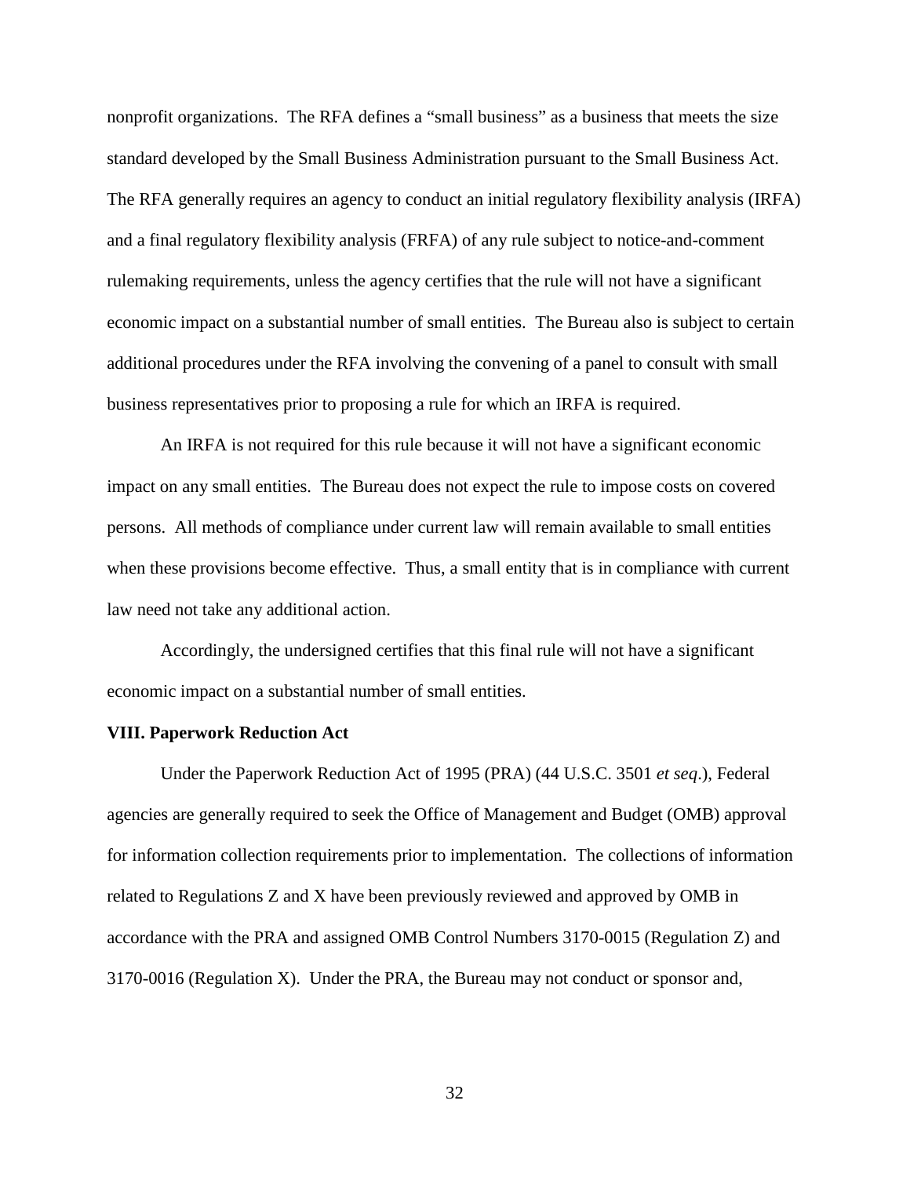nonprofit organizations. The RFA defines a "small business" as a business that meets the size standard developed by the Small Business Administration pursuant to the Small Business Act. The RFA generally requires an agency to conduct an initial regulatory flexibility analysis (IRFA) and a final regulatory flexibility analysis (FRFA) of any rule subject to notice-and-comment rulemaking requirements, unless the agency certifies that the rule will not have a significant economic impact on a substantial number of small entities. The Bureau also is subject to certain additional procedures under the RFA involving the convening of a panel to consult with small business representatives prior to proposing a rule for which an IRFA is required.

An IRFA is not required for this rule because it will not have a significant economic impact on any small entities. The Bureau does not expect the rule to impose costs on covered persons. All methods of compliance under current law will remain available to small entities when these provisions become effective. Thus, a small entity that is in compliance with current law need not take any additional action.

Accordingly, the undersigned certifies that this final rule will not have a significant economic impact on a substantial number of small entities.

**VIII. Paperwork Reduction Act**

Under the Paperwork Reduction Act of 1995 (PRA) (44 U.S.C. 3501 *et seq*.), Federal agencies are generally required to seek the Office of Management and Budget (OMB) approval for information collection requirements prior to implementation. The collections of information related to Regulations Z and X have been previously reviewed and approved by OMB in accordance with the PRA and assigned OMB Control Numbers 3170-0015 (Regulation Z) and 3170-0016 (Regulation X). Under the PRA, the Bureau may not conduct or sponsor and,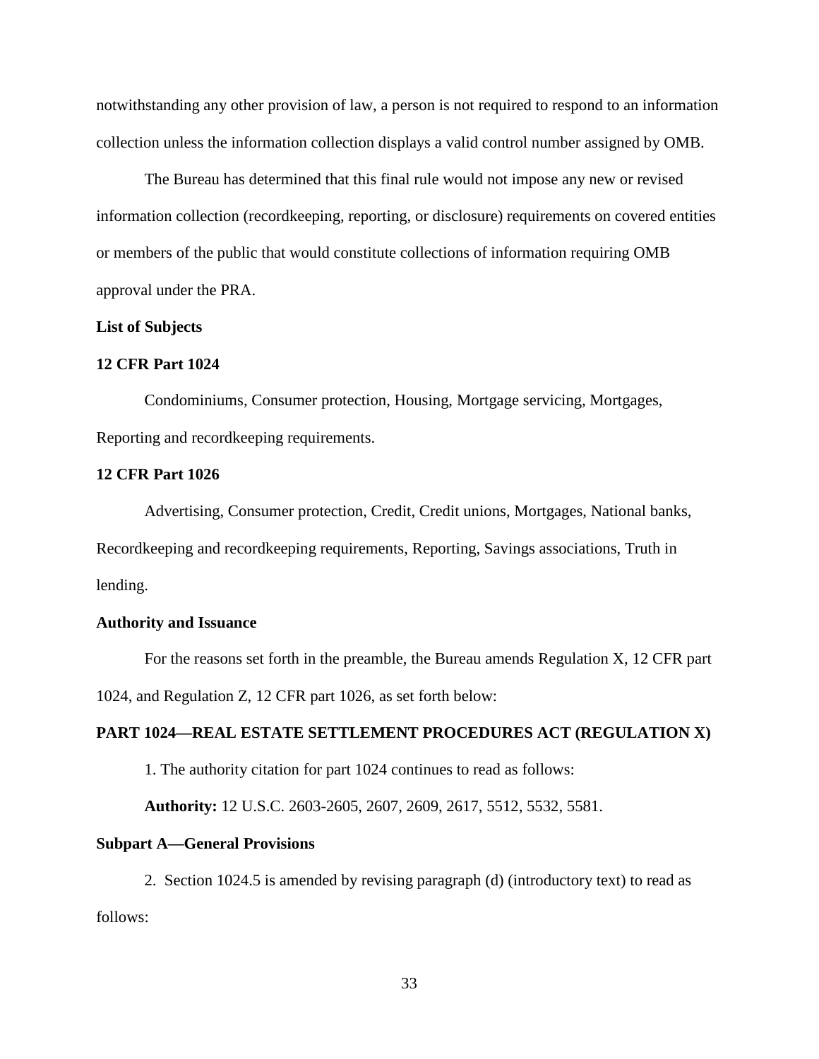notwithstanding any other provision of law, a person is not required to respond to an information collection unless the information collection displays a valid control number assigned by OMB.

The Bureau has determined that this final rule would not impose any new or revised information collection (recordkeeping, reporting, or disclosure) requirements on covered entities or members of the public that would constitute collections of information requiring OMB approval under the PRA.

**List of Subjects**

**12 CFR Part 1024**

Condominiums, Consumer protection, Housing, Mortgage servicing, Mortgages, Reporting and recordkeeping requirements.

**12 CFR Part 1026**

Advertising, Consumer protection, Credit, Credit unions, Mortgages, National banks, Recordkeeping and recordkeeping requirements, Reporting, Savings associations, Truth in lending.

**Authority and Issuance**

For the reasons set forth in the preamble, the Bureau amends Regulation X, 12 CFR part 1024, and Regulation Z, 12 CFR part 1026, as set forth below:

**PART 1024—REAL ESTATE SETTLEMENT PROCEDURES ACT (REGULATION X)**

1. The authority citation for part 1024 continues to read as follows:

**Authority:** 12 U.S.C. 2603-2605, 2607, 2609, 2617, 5512, 5532, 5581.

**Subpart A—General Provisions**

2. Section 1024.5 is amended by revising paragraph (d) (introductory text) to read as follows: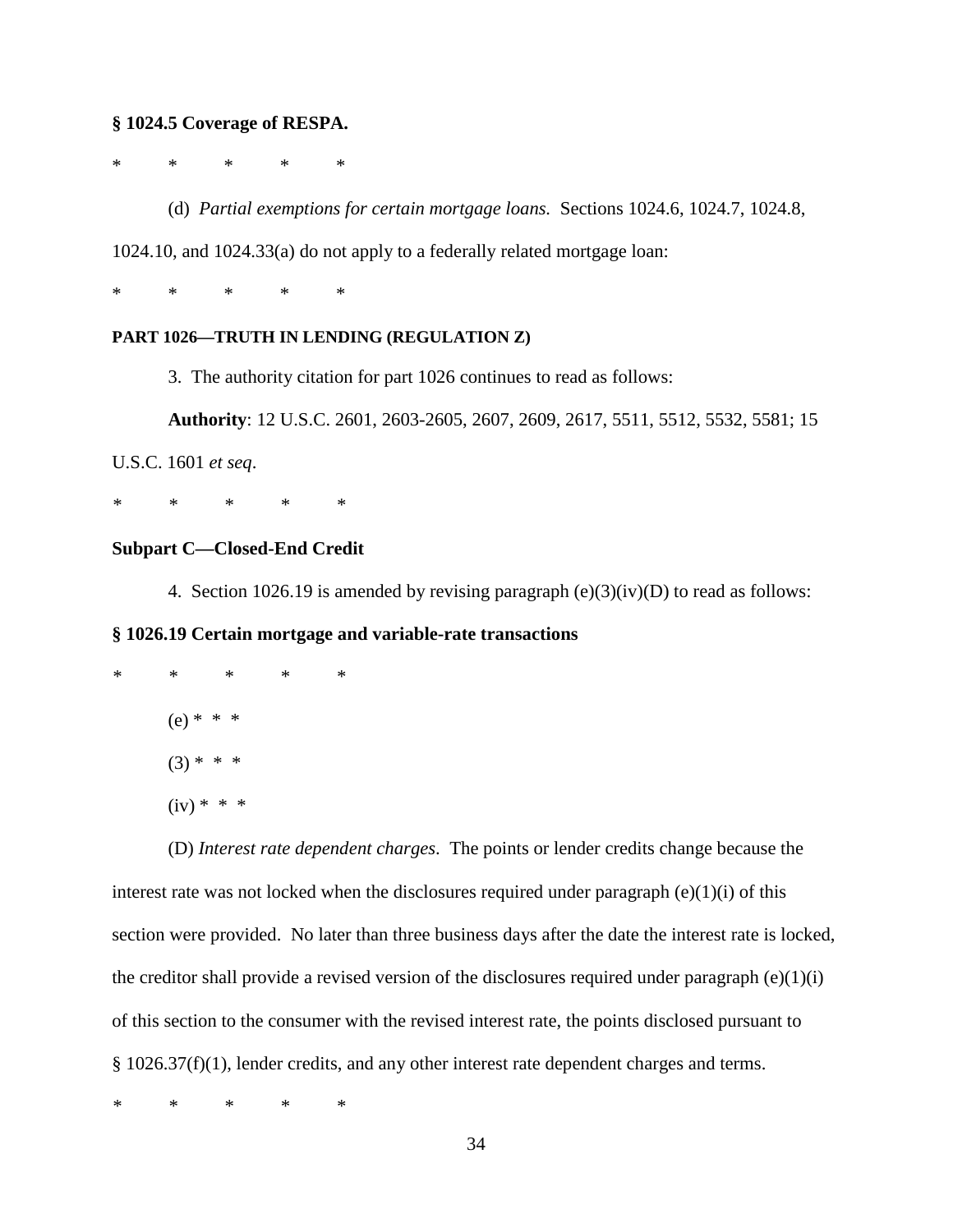**§ 1024.5 Coverage of RESPA.**

\*   \*   \*   \*   \*

(d) *Partial exemptions for certain mortgage loans.* Sections 1024.6, 1024.7, 1024.8, 1024.10, and 1024.33(a) do not apply to a federally related mortgage loan:

\*   \*   \*   \*   \*

**PART 1026—TRUTH IN LENDING (REGULATION Z)**

3. The authority citation for part 1026 continues to read as follows:

**Authority**: 12 U.S.C. 2601, 2603-2605, 2607, 2609, 2617, 5511, 5512, 5532, 5581; 15 U.S.C. 1601 *et seq*.

\*   \*   \*   \*   \*

**Subpart C—Closed-End Credit**

4. Section 1026.19 is amended by revising paragraph (e)(3)(iv)(D) to read as follows:

**§ 1026.19 Certain mortgage and variable-rate transactions**

\*   \*   \*   \*   \*

(e) * * *

(3) * * *

(iv) * * *

(D) *Interest rate dependent charges*. The points or lender credits change because the interest rate was not locked when the disclosures required under paragraph (e)(1)(i) of this section were provided. No later than three business days after the date the interest rate is locked, the creditor shall provide a revised version of the disclosures required under paragraph (e)(1)(i) of this section to the consumer with the revised interest rate, the points disclosed pursuant to § 1026.37(f)(1), lender credits, and any other interest rate dependent charges and terms.

\*   \*   \*   \*   \*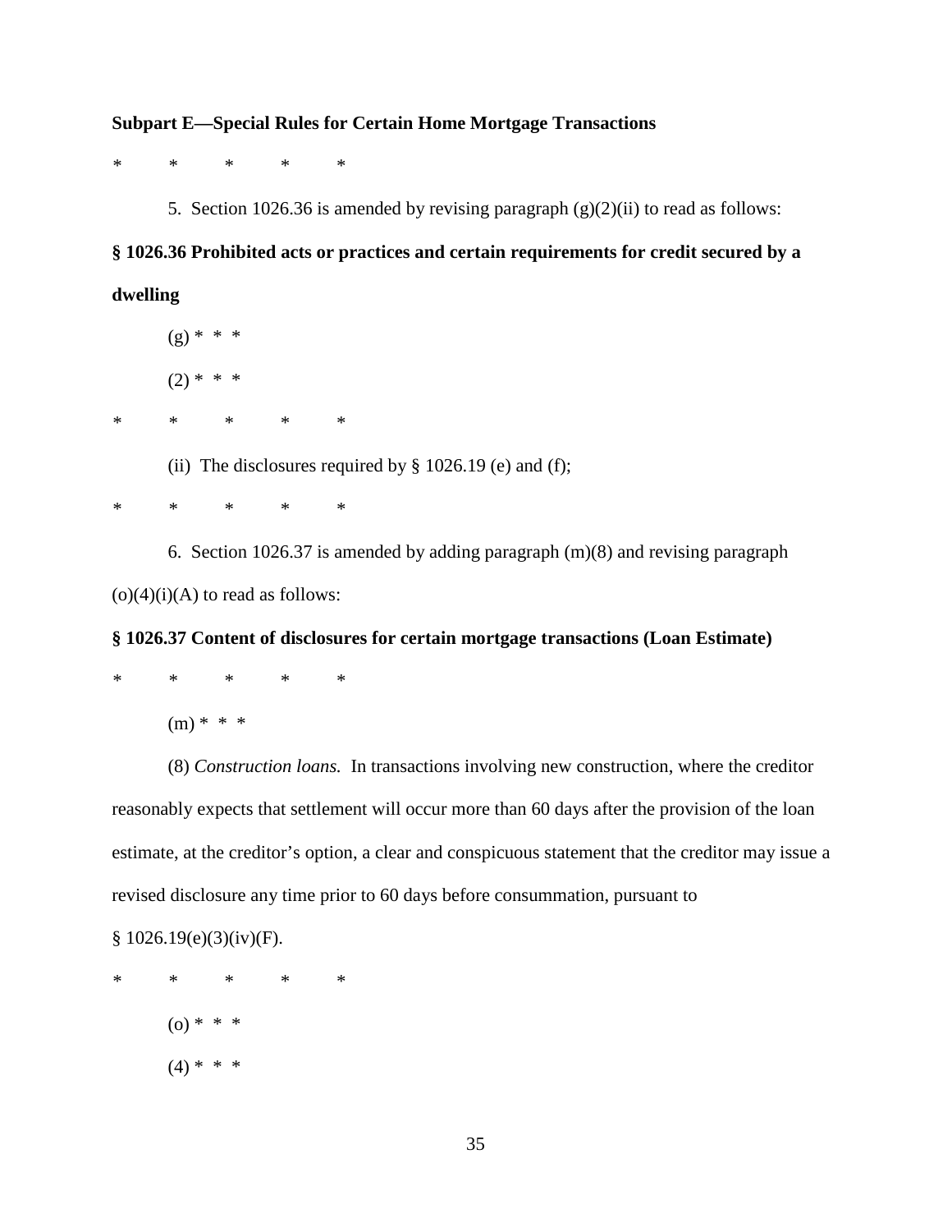**Subpart E—Special Rules for Certain Home Mortgage Transactions**

\*　　\*　　\*　　\*　　\*

5. Section 1026.36 is amended by revising paragraph (g)(2)(ii) to read as follows:

**§ 1026.36 Prohibited acts or practices and certain requirements for credit secured by a dwelling**

(g) \* \* \*

(2) \* \* \*

\*　　\*　　\*　　\*　　\*

(ii) The disclosures required by § 1026.19 (e) and (f);

\*　　\*　　\*　　\*　　\*

6. Section 1026.37 is amended by adding paragraph (m)(8) and revising paragraph (o)(4)(i)(A) to read as follows:

**§ 1026.37 Content of disclosures for certain mortgage transactions (Loan Estimate)**

\*　　\*　　\*　　\*　　\*

(m) \* \* \*

(8) *Construction loans.* In transactions involving new construction, where the creditor reasonably expects that settlement will occur more than 60 days after the provision of the loan estimate, at the creditor's option, a clear and conspicuous statement that the creditor may issue a revised disclosure any time prior to 60 days before consummation, pursuant to § 1026.19(e)(3)(iv)(F).

\*　　\*　　\*　　\*　　\*

(o) \* \* \*

(4) \* \* \*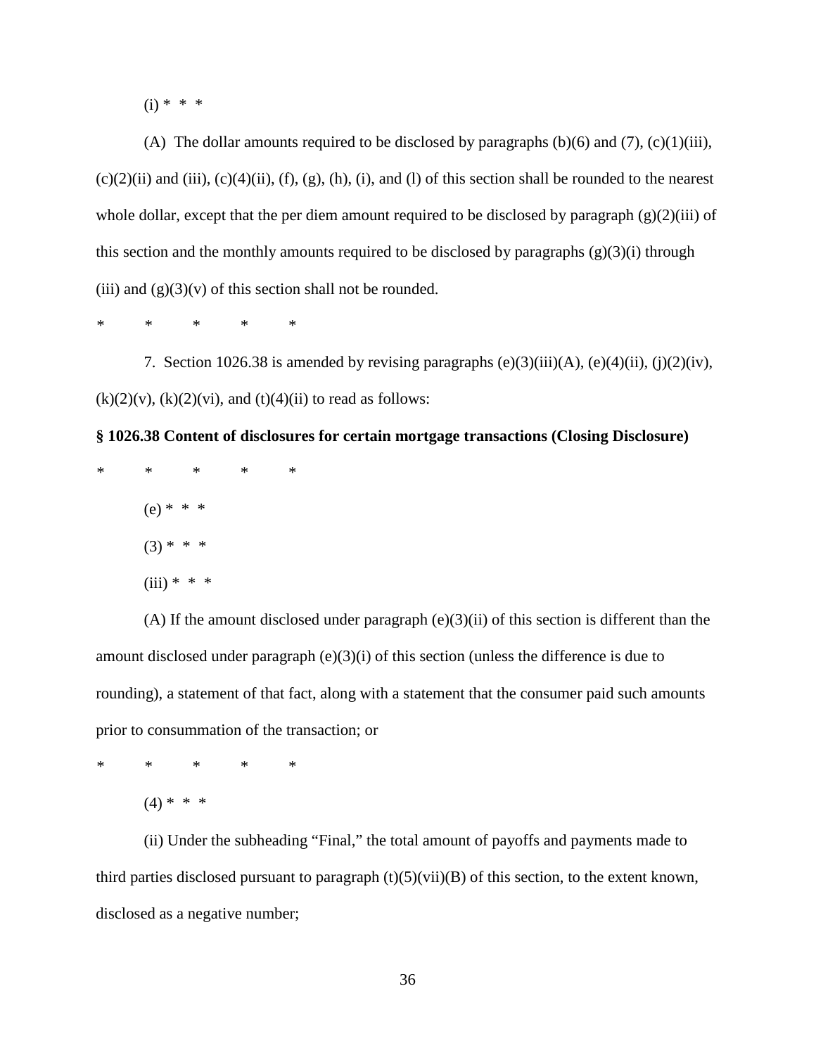(i) * * *

(A) The dollar amounts required to be disclosed by paragraphs (b)(6) and (7), (c)(1)(iii), (c)(2)(ii) and (iii), (c)(4)(ii), (f), (g), (h), (i), and (l) of this section shall be rounded to the nearest whole dollar, except that the per diem amount required to be disclosed by paragraph (g)(2)(iii) of this section and the monthly amounts required to be disclosed by paragraphs (g)(3)(i) through (iii) and (g)(3)(v) of this section shall not be rounded.

\* \* \* \* \*

7. Section 1026.38 is amended by revising paragraphs (e)(3)(iii)(A), (e)(4)(ii), (j)(2)(iv), (k)(2)(v), (k)(2)(vi), and (t)(4)(ii) to read as follows:

**§ 1026.38 Content of disclosures for certain mortgage transactions (Closing Disclosure)**

\* \* \* \* \*

(e) * * *

(3) * * *

(iii) * * *

(A) If the amount disclosed under paragraph (e)(3)(ii) of this section is different than the amount disclosed under paragraph (e)(3)(i) of this section (unless the difference is due to rounding), a statement of that fact, along with a statement that the consumer paid such amounts prior to consummation of the transaction; or

\* \* \* \* \*

(4) * * *

(ii) Under the subheading "Final," the total amount of payoffs and payments made to third parties disclosed pursuant to paragraph (t)(5)(vii)(B) of this section, to the extent known, disclosed as a negative number;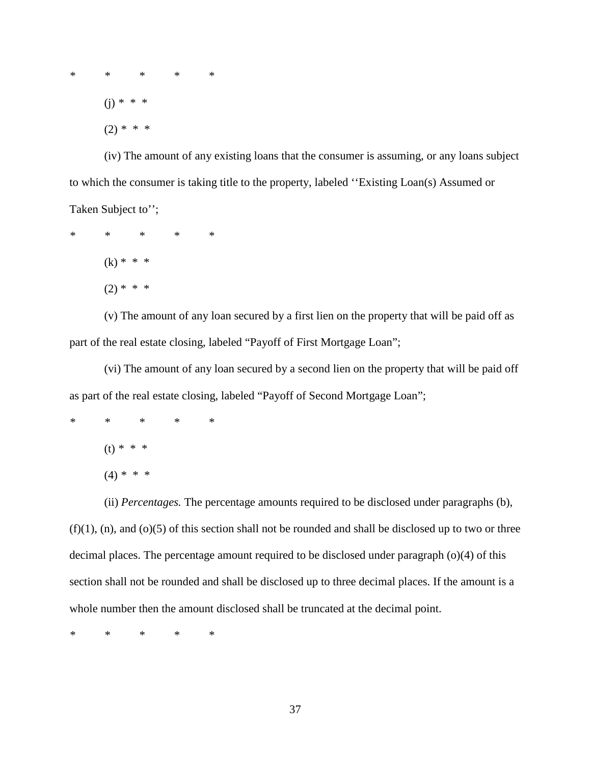\*     \*     \*     \*     \*

(j) \* \* \*

(2) \* \* \*

(iv) The amount of any existing loans that the consumer is assuming, or any loans subject to which the consumer is taking title to the property, labeled ''Existing Loan(s) Assumed or Taken Subject to'';

\*     \*     \*     \*     \*

(k) \* \* \*

(2) \* \* \*

(v) The amount of any loan secured by a first lien on the property that will be paid off as part of the real estate closing, labeled "Payoff of First Mortgage Loan";

(vi) The amount of any loan secured by a second lien on the property that will be paid off as part of the real estate closing, labeled "Payoff of Second Mortgage Loan";

\*     \*     \*     \*     \*

(t) \* \* \*

(4) \* \* \*

(ii) *Percentages.* The percentage amounts required to be disclosed under paragraphs (b), (f)(1), (n), and (o)(5) of this section shall not be rounded and shall be disclosed up to two or three decimal places. The percentage amount required to be disclosed under paragraph (o)(4) of this section shall not be rounded and shall be disclosed up to three decimal places. If the amount is a whole number then the amount disclosed shall be truncated at the decimal point.

\*     \*     \*     \*     \*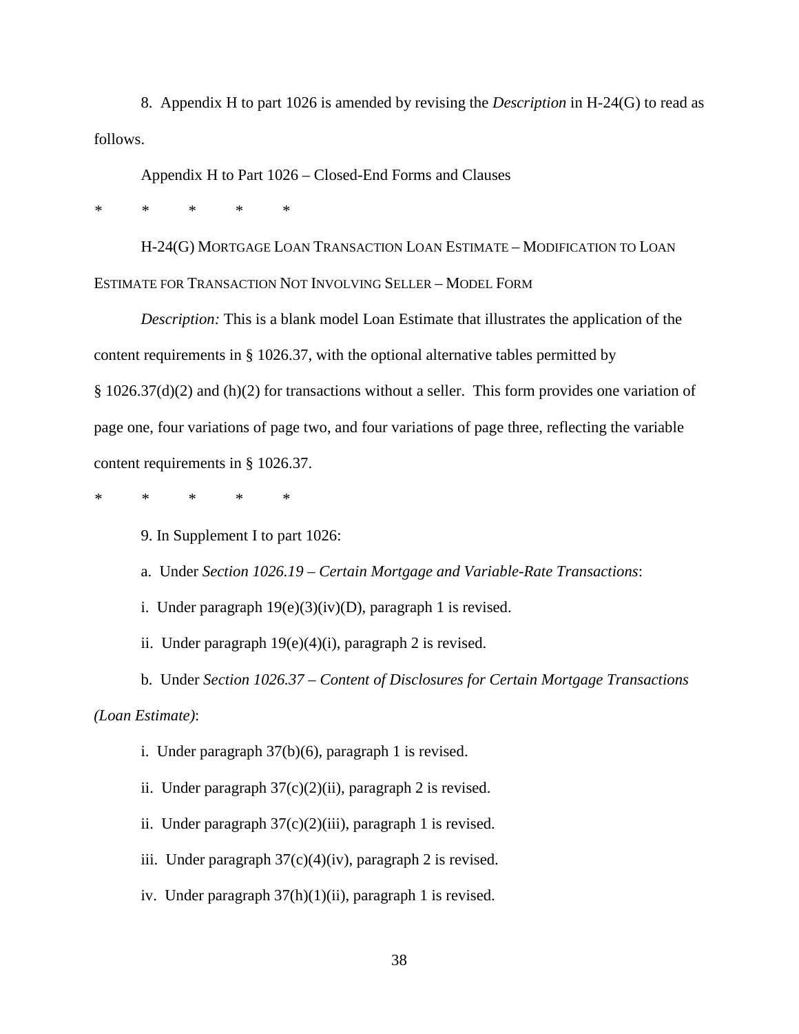8. Appendix H to part 1026 is amended by revising the *Description* in H-24(G) to read as follows.

Appendix H to Part 1026 – Closed-End Forms and Clauses

\* \* \* \* \*

H-24(G) MORTGAGE LOAN TRANSACTION LOAN ESTIMATE – MODIFICATION TO LOAN ESTIMATE FOR TRANSACTION NOT INVOLVING SELLER – MODEL FORM

*Description:* This is a blank model Loan Estimate that illustrates the application of the content requirements in § 1026.37, with the optional alternative tables permitted by § 1026.37(d)(2) and (h)(2) for transactions without a seller. This form provides one variation of page one, four variations of page two, and four variations of page three, reflecting the variable content requirements in § 1026.37.

\* \* \* \* \*

9. In Supplement I to part 1026:

a. Under *Section 1026.19 – Certain Mortgage and Variable-Rate Transactions*:

i. Under paragraph 19(e)(3)(iv)(D), paragraph 1 is revised.

ii. Under paragraph 19(e)(4)(i), paragraph 2 is revised.

b. Under *Section 1026.37 – Content of Disclosures for Certain Mortgage Transactions (Loan Estimate)*:

i. Under paragraph 37(b)(6), paragraph 1 is revised.

ii. Under paragraph 37(c)(2)(ii), paragraph 2 is revised.

ii. Under paragraph 37(c)(2)(iii), paragraph 1 is revised.

iii. Under paragraph 37(c)(4)(iv), paragraph 2 is revised.

iv. Under paragraph 37(h)(1)(ii), paragraph 1 is revised.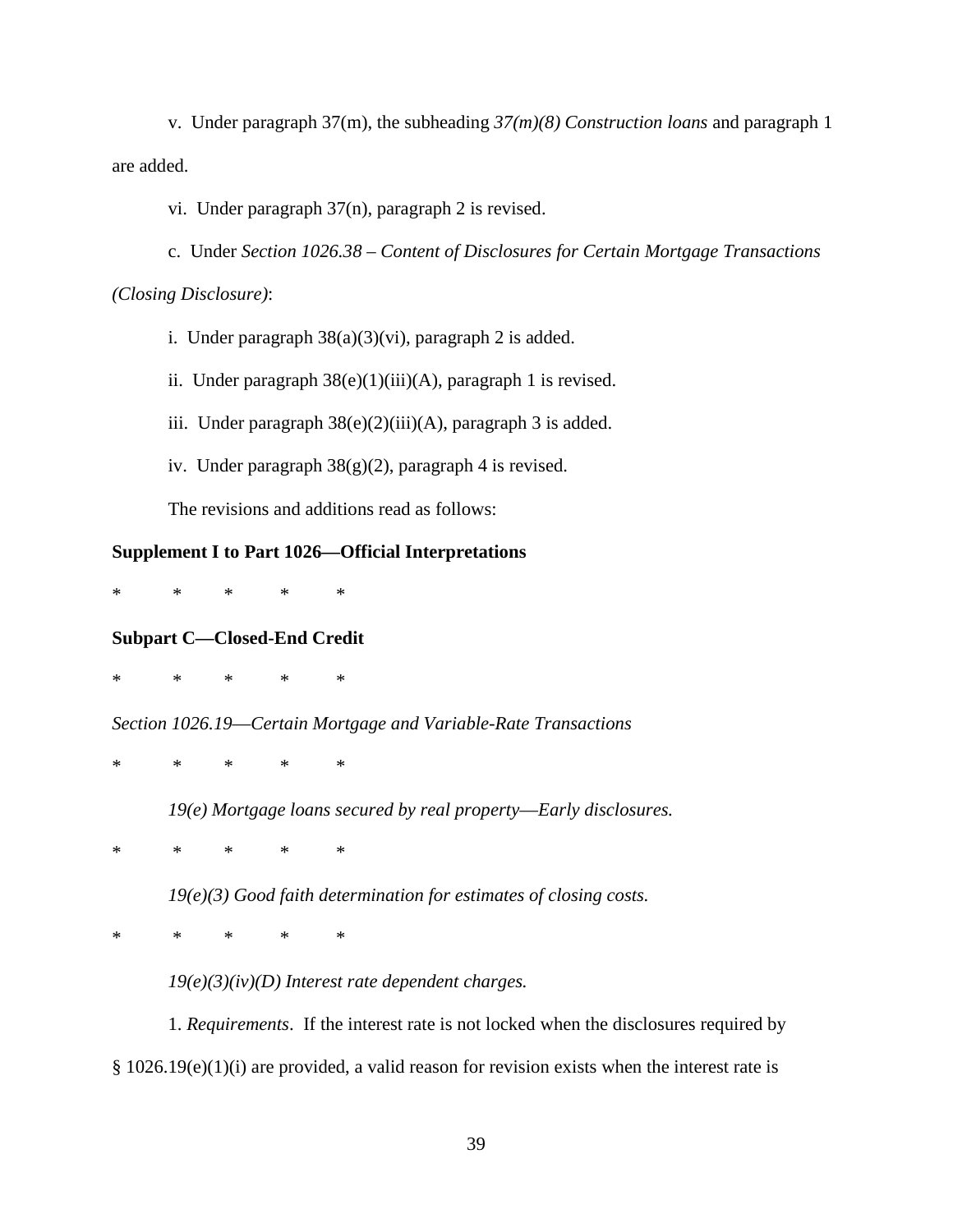v. Under paragraph 37(m), the subheading *37(m)(8) Construction loans* and paragraph 1 are added.

vi. Under paragraph 37(n), paragraph 2 is revised.

c. Under *Section 1026.38 – Content of Disclosures for Certain Mortgage Transactions (Closing Disclosure)*:

i. Under paragraph 38(a)(3)(vi), paragraph 2 is added.

ii. Under paragraph 38(e)(1)(iii)(A), paragraph 1 is revised.

iii. Under paragraph 38(e)(2)(iii)(A), paragraph 3 is added.

iv. Under paragraph 38(g)(2), paragraph 4 is revised.

The revisions and additions read as follows:

**Supplement I to Part 1026—Official Interpretations**

\* \* \* \* \*

**Subpart C—Closed-End Credit**

\* \* \* \* \*

*Section 1026.19—Certain Mortgage and Variable-Rate Transactions*

\* \* \* \* \*

*19(e) Mortgage loans secured by real property—Early disclosures.*

\* \* \* \* \*

*19(e)(3) Good faith determination for estimates of closing costs.*

\* \* \* \* \*

*19(e)(3)(iv)(D) Interest rate dependent charges.*

1. *Requirements*. If the interest rate is not locked when the disclosures required by § 1026.19(e)(1)(i) are provided, a valid reason for revision exists when the interest rate is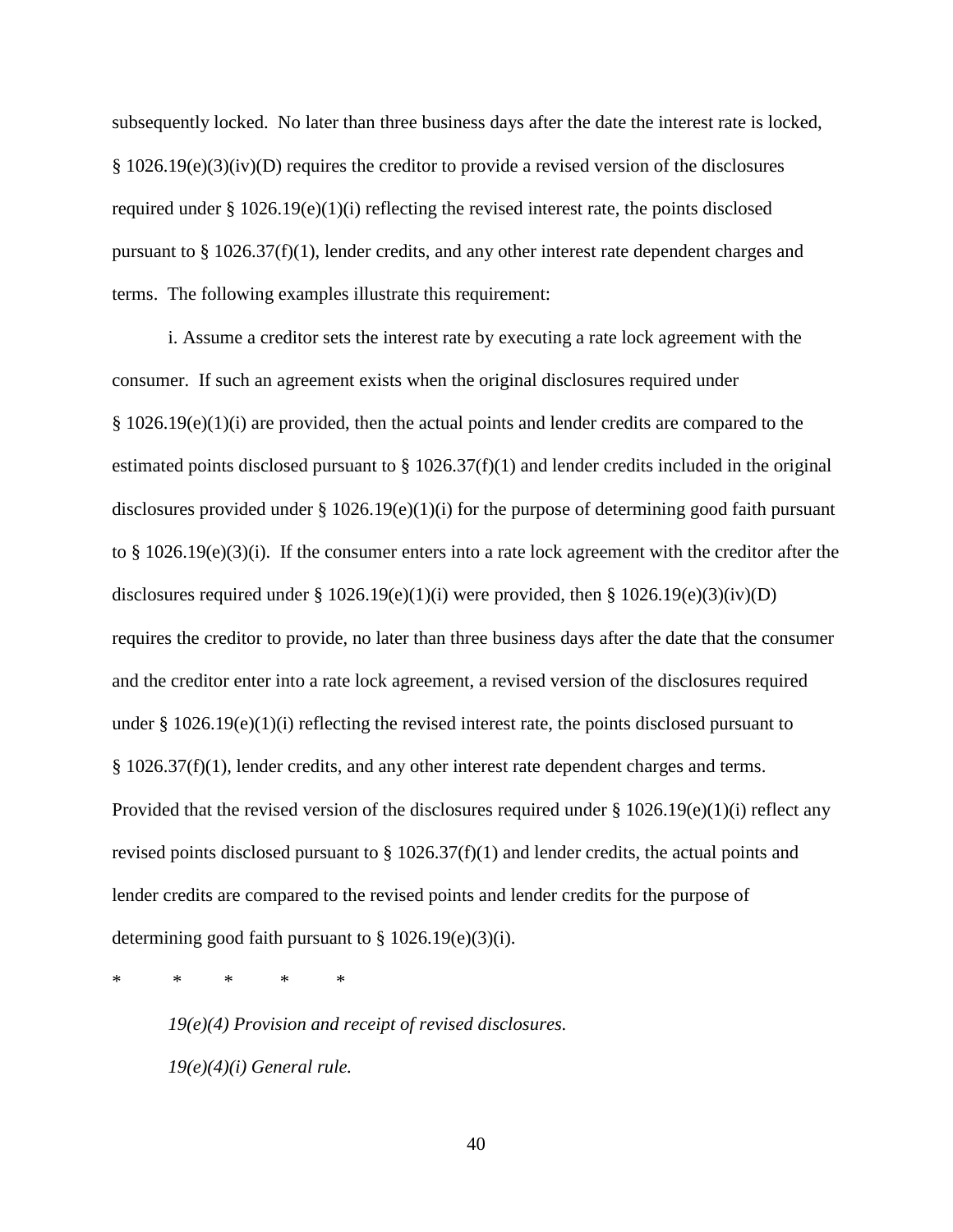subsequently locked. No later than three business days after the date the interest rate is locked, § 1026.19(e)(3)(iv)(D) requires the creditor to provide a revised version of the disclosures required under § 1026.19(e)(1)(i) reflecting the revised interest rate, the points disclosed pursuant to § 1026.37(f)(1), lender credits, and any other interest rate dependent charges and terms. The following examples illustrate this requirement:

i. Assume a creditor sets the interest rate by executing a rate lock agreement with the consumer. If such an agreement exists when the original disclosures required under § 1026.19(e)(1)(i) are provided, then the actual points and lender credits are compared to the estimated points disclosed pursuant to § 1026.37(f)(1) and lender credits included in the original disclosures provided under § 1026.19(e)(1)(i) for the purpose of determining good faith pursuant to § 1026.19(e)(3)(i). If the consumer enters into a rate lock agreement with the creditor after the disclosures required under § 1026.19(e)(1)(i) were provided, then § 1026.19(e)(3)(iv)(D) requires the creditor to provide, no later than three business days after the date that the consumer and the creditor enter into a rate lock agreement, a revised version of the disclosures required under § 1026.19(e)(1)(i) reflecting the revised interest rate, the points disclosed pursuant to § 1026.37(f)(1), lender credits, and any other interest rate dependent charges and terms. Provided that the revised version of the disclosures required under § 1026.19(e)(1)(i) reflect any revised points disclosed pursuant to § 1026.37(f)(1) and lender credits, the actual points and lender credits are compared to the revised points and lender credits for the purpose of determining good faith pursuant to § 1026.19(e)(3)(i).

\*     \*     \*     \*     \*

*19(e)(4) Provision and receipt of revised disclosures.*

*19(e)(4)(i) General rule.*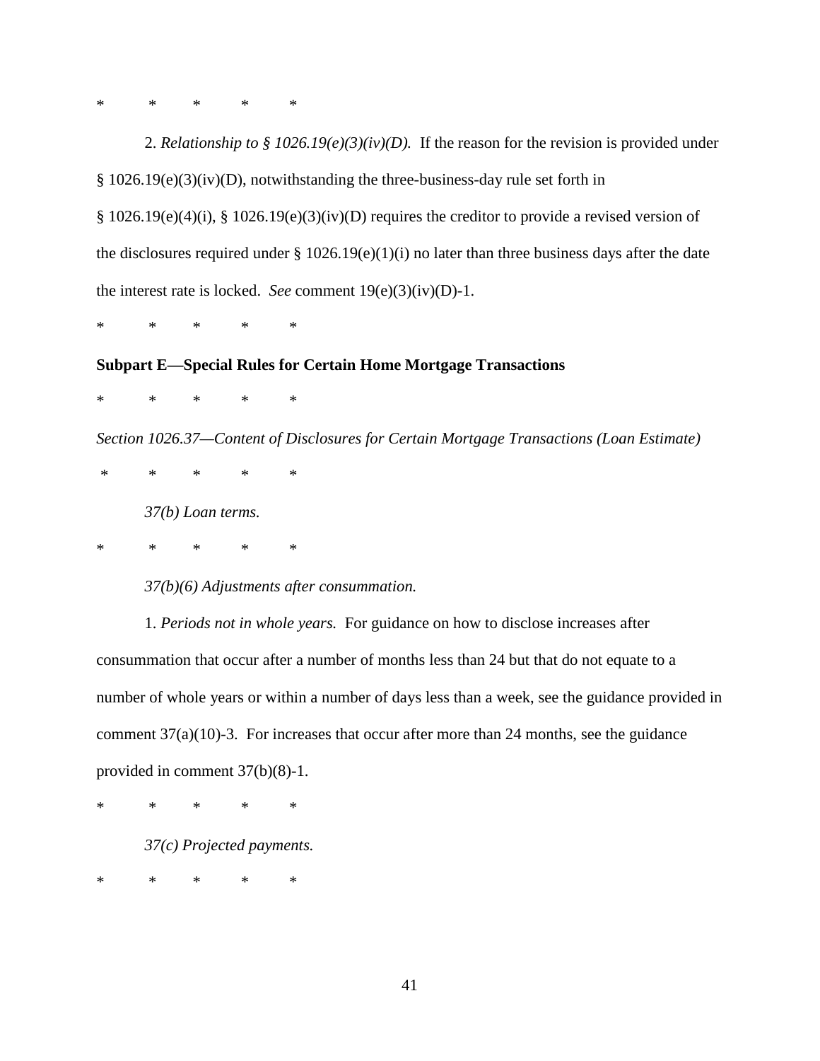\*     \*     \*     \*     \*

2. *Relationship to § 1026.19(e)(3)(iv)(D).* If the reason for the revision is provided under § 1026.19(e)(3)(iv)(D), notwithstanding the three-business-day rule set forth in § 1026.19(e)(4)(i), § 1026.19(e)(3)(iv)(D) requires the creditor to provide a revised version of the disclosures required under § 1026.19(e)(1)(i) no later than three business days after the date the interest rate is locked. *See* comment 19(e)(3)(iv)(D)-1.

\*     \*     \*     \*     \*

**Subpart E—Special Rules for Certain Home Mortgage Transactions**

\*     \*     \*     \*     \*

*Section 1026.37—Content of Disclosures for Certain Mortgage Transactions (Loan Estimate)*

\*     \*     \*     \*     \*

*37(b) Loan terms.*

\*     \*     \*     \*     \*

*37(b)(6) Adjustments after consummation.*

1. *Periods not in whole years.* For guidance on how to disclose increases after consummation that occur after a number of months less than 24 but that do not equate to a number of whole years or within a number of days less than a week, see the guidance provided in comment 37(a)(10)-3. For increases that occur after more than 24 months, see the guidance provided in comment 37(b)(8)-1.

\*     \*     \*     \*     \*

*37(c) Projected payments.*

\*     \*     \*     \*     \*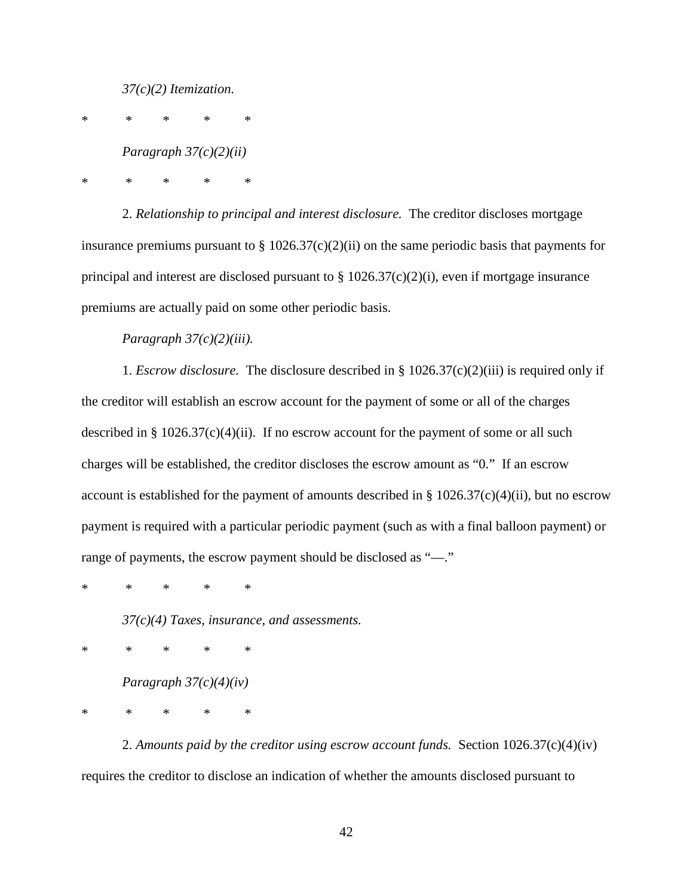*37(c)(2) Itemization.*

\* \* \* \* \*

*Paragraph 37(c)(2)(ii)*

\* \* \* \* \*

2. *Relationship to principal and interest disclosure.* The creditor discloses mortgage insurance premiums pursuant to § 1026.37(c)(2)(ii) on the same periodic basis that payments for principal and interest are disclosed pursuant to § 1026.37(c)(2)(i), even if mortgage insurance premiums are actually paid on some other periodic basis.

*Paragraph 37(c)(2)(iii).*

1. *Escrow disclosure.* The disclosure described in § 1026.37(c)(2)(iii) is required only if the creditor will establish an escrow account for the payment of some or all of the charges described in § 1026.37(c)(4)(ii). If no escrow account for the payment of some or all such charges will be established, the creditor discloses the escrow amount as "0." If an escrow account is established for the payment of amounts described in § 1026.37(c)(4)(ii), but no escrow payment is required with a particular periodic payment (such as with a final balloon payment) or range of payments, the escrow payment should be disclosed as "—."

\* \* \* \* \*

*37(c)(4) Taxes, insurance, and assessments.*

\* \* \* \* \*

*Paragraph 37(c)(4)(iv)*

\* \* \* \* \*

2. *Amounts paid by the creditor using escrow account funds.* Section 1026.37(c)(4)(iv) requires the creditor to disclose an indication of whether the amounts disclosed pursuant to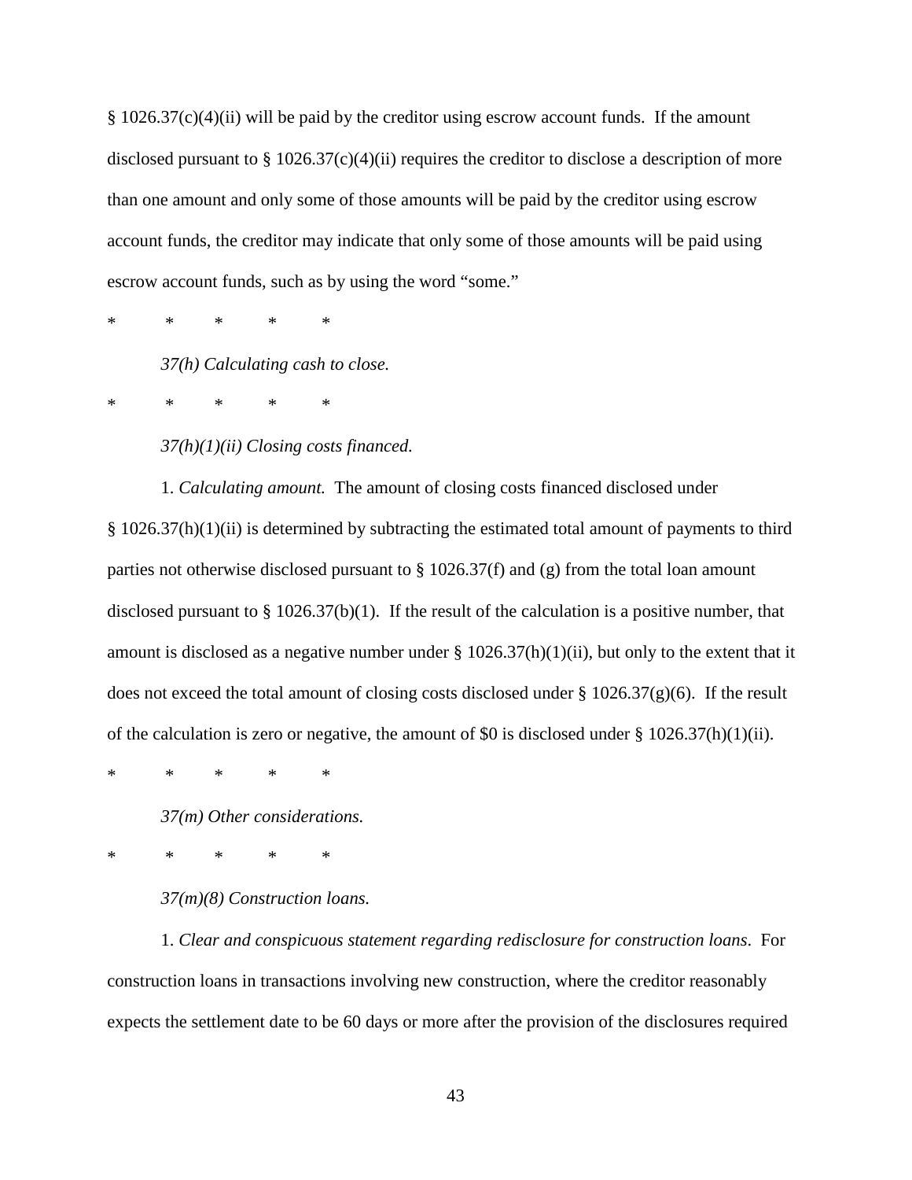§ 1026.37(c)(4)(ii) will be paid by the creditor using escrow account funds. If the amount disclosed pursuant to § 1026.37(c)(4)(ii) requires the creditor to disclose a description of more than one amount and only some of those amounts will be paid by the creditor using escrow account funds, the creditor may indicate that only some of those amounts will be paid using escrow account funds, such as by using the word "some."

\* \* \* \* \*

*37(h) Calculating cash to close.*

\* \* \* \* \*

*37(h)(1)(ii) Closing costs financed.*

1. *Calculating amount.* The amount of closing costs financed disclosed under § 1026.37(h)(1)(ii) is determined by subtracting the estimated total amount of payments to third parties not otherwise disclosed pursuant to § 1026.37(f) and (g) from the total loan amount disclosed pursuant to § 1026.37(b)(1). If the result of the calculation is a positive number, that amount is disclosed as a negative number under § 1026.37(h)(1)(ii), but only to the extent that it does not exceed the total amount of closing costs disclosed under § 1026.37(g)(6). If the result of the calculation is zero or negative, the amount of $0 is disclosed under § 1026.37(h)(1)(ii).

\* \* \* \* \*

*37(m) Other considerations.*

\* \* \* \* \*

*37(m)(8) Construction loans.*

1. *Clear and conspicuous statement regarding redisclosure for construction loans*. For construction loans in transactions involving new construction, where the creditor reasonably expects the settlement date to be 60 days or more after the provision of the disclosures required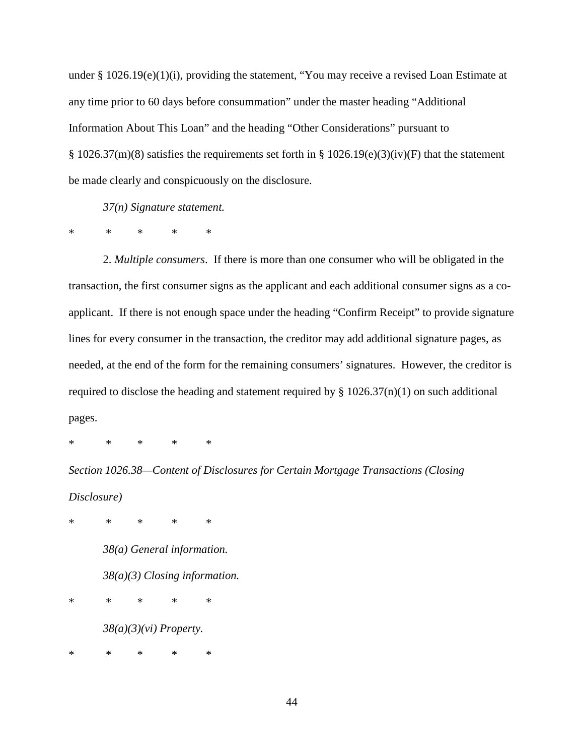under § 1026.19(e)(1)(i), providing the statement, "You may receive a revised Loan Estimate at any time prior to 60 days before consummation" under the master heading "Additional Information About This Loan" and the heading "Other Considerations" pursuant to § 1026.37(m)(8) satisfies the requirements set forth in § 1026.19(e)(3)(iv)(F) that the statement be made clearly and conspicuously on the disclosure.

*37(n) Signature statement.*

\* \* \* \* \*

2. *Multiple consumers*. If there is more than one consumer who will be obligated in the transaction, the first consumer signs as the applicant and each additional consumer signs as a co-applicant. If there is not enough space under the heading "Confirm Receipt" to provide signature lines for every consumer in the transaction, the creditor may add additional signature pages, as needed, at the end of the form for the remaining consumers' signatures. However, the creditor is required to disclose the heading and statement required by § 1026.37(n)(1) on such additional pages.

\* \* \* \* \*

*Section 1026.38—Content of Disclosures for Certain Mortgage Transactions (Closing Disclosure)*

\* \* \* \* \*

*38(a) General information.*

*38(a)(3) Closing information.*

\* \* \* \* \*

*38(a)(3)(vi) Property.*

\* \* \* \* \*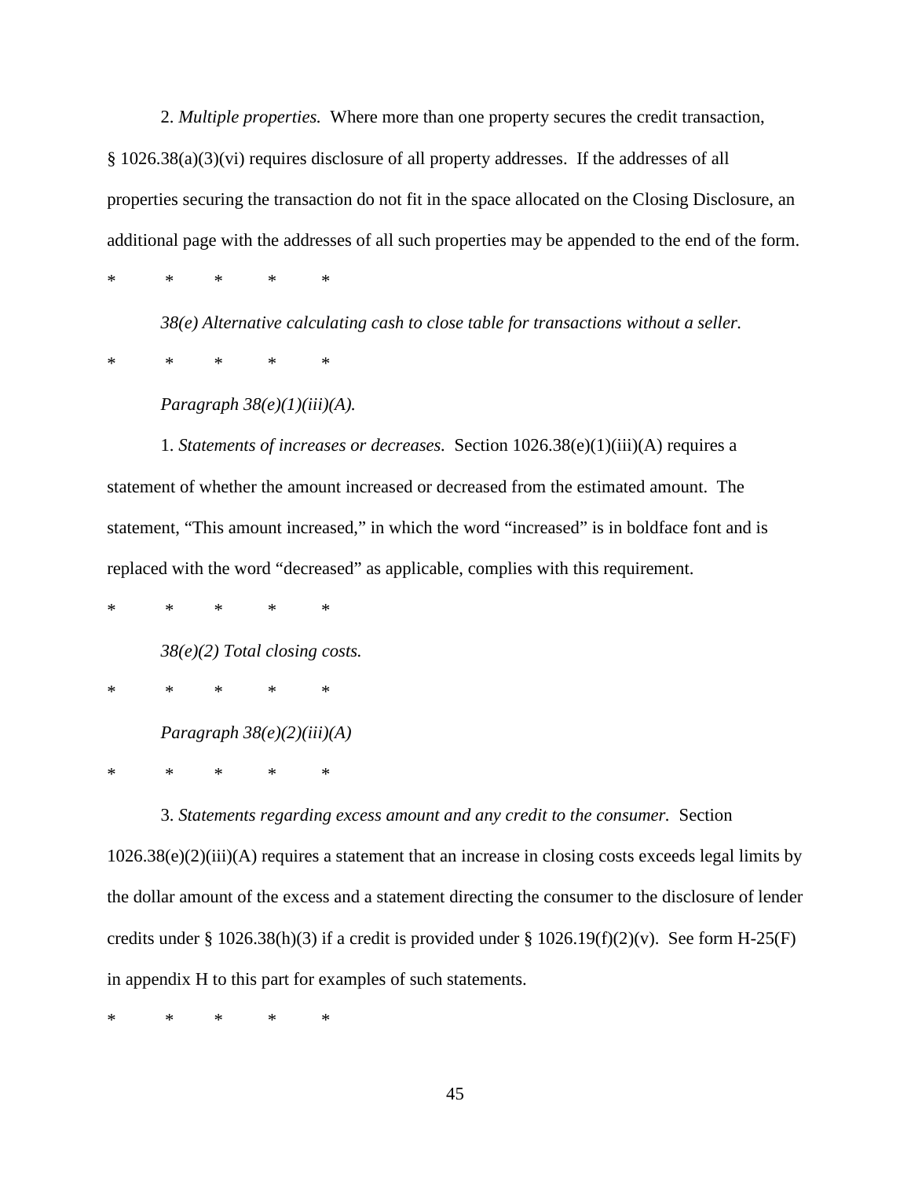2. *Multiple properties.* Where more than one property secures the credit transaction, § 1026.38(a)(3)(vi) requires disclosure of all property addresses. If the addresses of all properties securing the transaction do not fit in the space allocated on the Closing Disclosure, an additional page with the addresses of all such properties may be appended to the end of the form.

\* \* \* \* \*

*38(e) Alternative calculating cash to close table for transactions without a seller.*

\* \* \* \* \*

*Paragraph 38(e)(1)(iii)(A).*

1. *Statements of increases or decreases.* Section 1026.38(e)(1)(iii)(A) requires a statement of whether the amount increased or decreased from the estimated amount. The statement, "This amount increased," in which the word "increased" is in boldface font and is replaced with the word "decreased" as applicable, complies with this requirement.

\* \* \* \* \*

*38(e)(2) Total closing costs.*

\* \* \* \* \*

*Paragraph 38(e)(2)(iii)(A)*

\* \* \* \* \*

3. *Statements regarding excess amount and any credit to the consumer.* Section 1026.38(e)(2)(iii)(A) requires a statement that an increase in closing costs exceeds legal limits by the dollar amount of the excess and a statement directing the consumer to the disclosure of lender credits under § 1026.38(h)(3) if a credit is provided under § 1026.19(f)(2)(v). See form H-25(F) in appendix H to this part for examples of such statements.

\* \* \* \* \*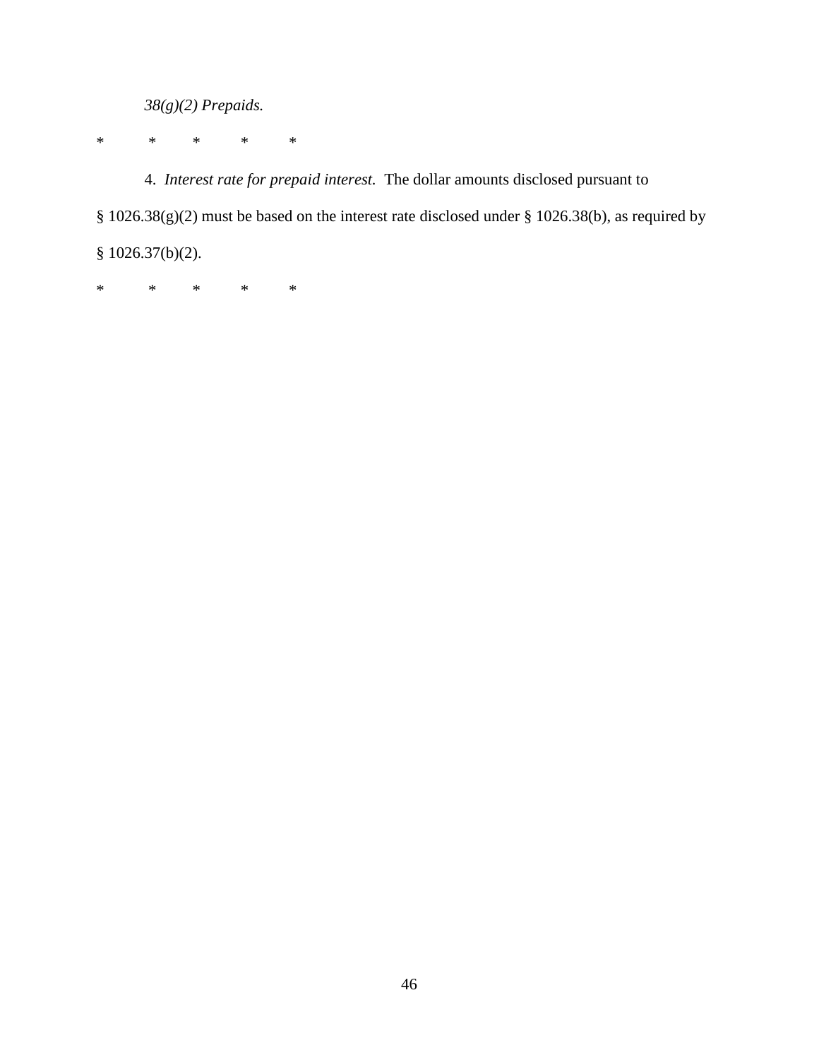*38(g)(2) Prepaids.*

\*     \*     \*     \*     \*

4. *Interest rate for prepaid interest.* The dollar amounts disclosed pursuant to § 1026.38(g)(2) must be based on the interest rate disclosed under § 1026.38(b), as required by § 1026.37(b)(2).

\*     \*     \*     \*     \*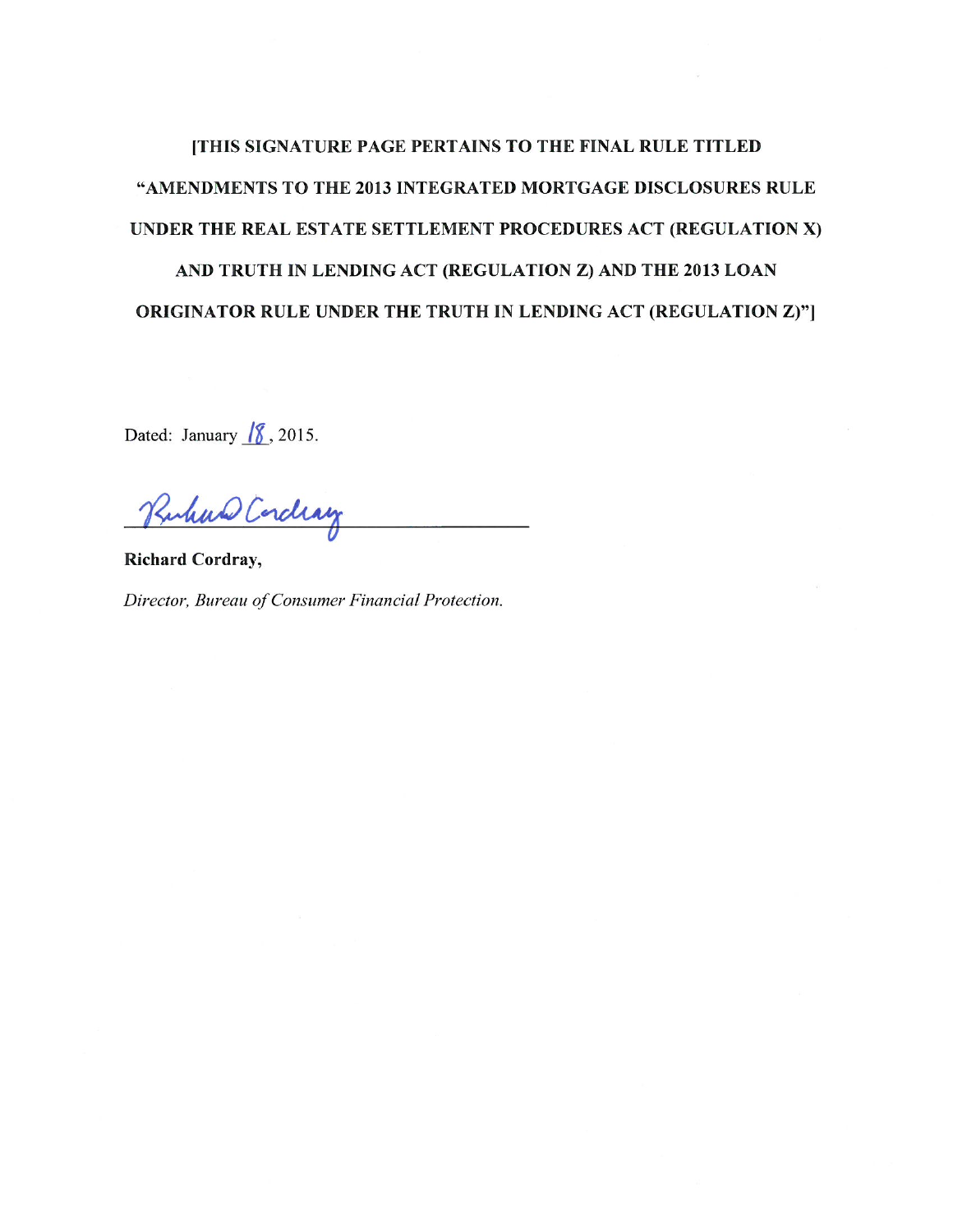**[THIS SIGNATURE PAGE PERTAINS TO THE FINAL RULE TITLED "AMENDMENTS TO THE 2013 INTEGRATED MORTGAGE DISCLOSURES RULE UNDER THE REAL ESTATE SETTLEMENT PROCEDURES ACT (REGULATION X) AND TRUTH IN LENDING ACT (REGULATION Z) AND THE 2013 LOAN ORIGINATOR RULE UNDER THE TRUTH IN LENDING ACT (REGULATION Z)"]**

Dated: January 18, 2015.

Richard Cordray

**Richard Cordray,**

*Director, Bureau of Consumer Financial Protection.*